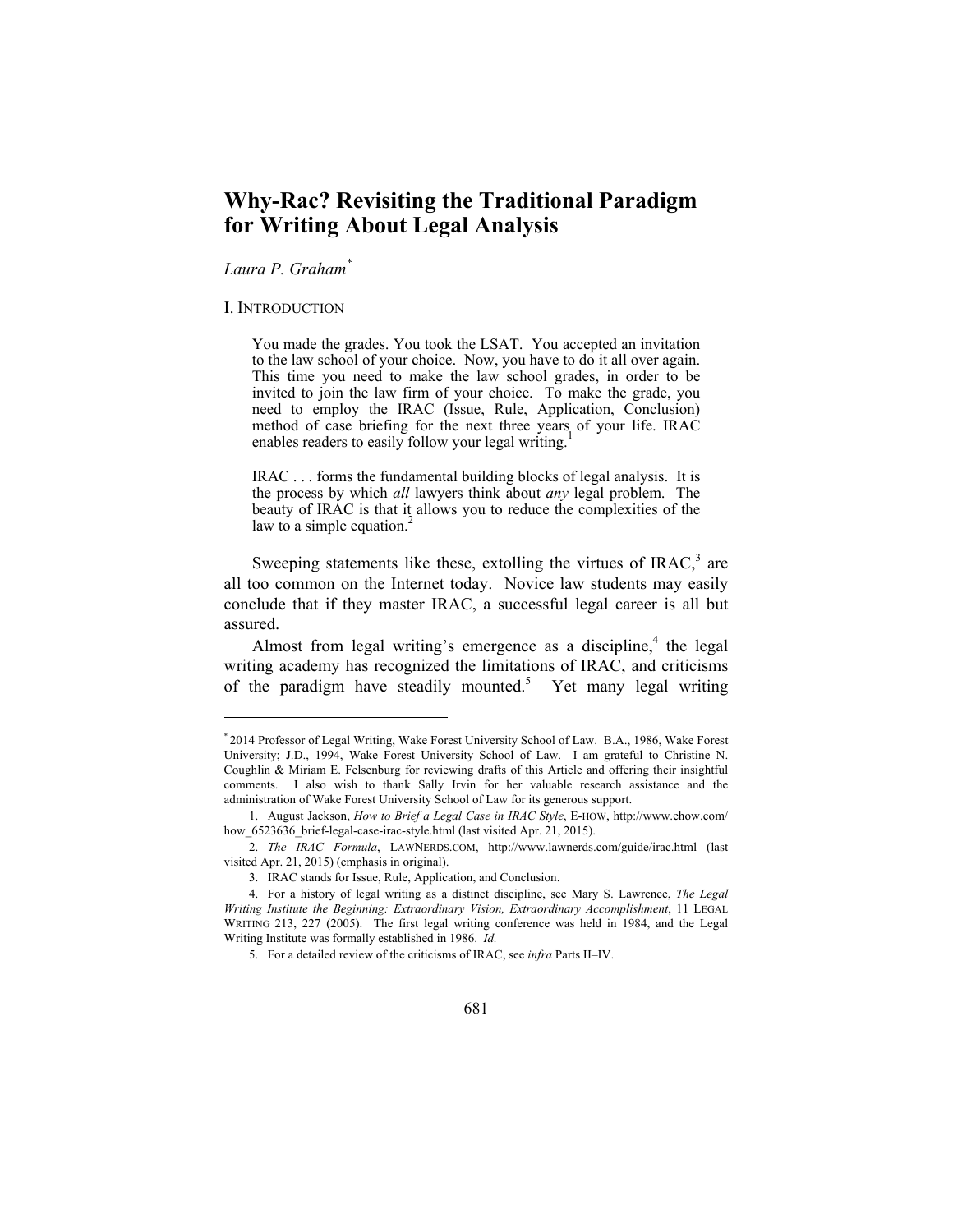# Why-Rac? Revisiting the Traditional Paradigm for Writing About Legal Analysis

*Laura P. Graham*[*]

## I. Introduction

> You made the grades. You took the LSAT. You accepted an invitation to the law school of your choice. Now, you have to do it all over again. This time you need to make the law school grades, in order to be invited to join the law firm of your choice. To make the grade, you need to employ the IRAC (Issue, Rule, Application, Conclusion) method of case briefing for the next three years of your life. IRAC enables readers to easily follow your legal writing.[1]

> IRAC . . . forms the fundamental building blocks of legal analysis. It is the process by which *all* lawyers think about *any* legal problem. The beauty of IRAC is that it allows you to reduce the complexities of the law to a simple equation.[2]

Sweeping statements like these, extolling the virtues of IRAC,[3] are all too common on the Internet today. Novice law students may easily conclude that if they master IRAC, a successful legal career is all but assured.

Almost from legal writing's emergence as a discipline,[4] the legal writing academy has recognized the limitations of IRAC, and criticisms of the paradigm have steadily mounted.[5] Yet many legal writing

---

[*] 2014 Professor of Legal Writing, Wake Forest University School of Law. B.A., 1986, Wake Forest University; J.D., 1994, Wake Forest University School of Law. I am grateful to Christine N. Coughlin & Miriam E. Felsenburg for reviewing drafts of this Article and offering their insightful comments. I also wish to thank Sally Irvin for her valuable research assistance and the administration of Wake Forest University School of Law for its generous support.

1. August Jackson, *How to Brief a Legal Case in IRAC Style*, E-HOW, http://www.ehow.com/how_6523636_brief-legal-case-irac-style.html (last visited Apr. 21, 2015).

2. *The IRAC Formula*, LAWNERDS.COM, http://www.lawnerds.com/guide/irac.html (last visited Apr. 21, 2015) (emphasis in original).

3. IRAC stands for Issue, Rule, Application, and Conclusion.

4. For a history of legal writing as a distinct discipline, see Mary S. Lawrence, *The Legal Writing Institute the Beginning: Extraordinary Vision, Extraordinary Accomplishment*, 11 LEGAL WRITING 213, 227 (2005). The first legal writing conference was held in 1984, and the Legal Writing Institute was formally established in 1986. *Id.*

5. For a detailed review of the criticisms of IRAC, see *infra* Parts II–IV.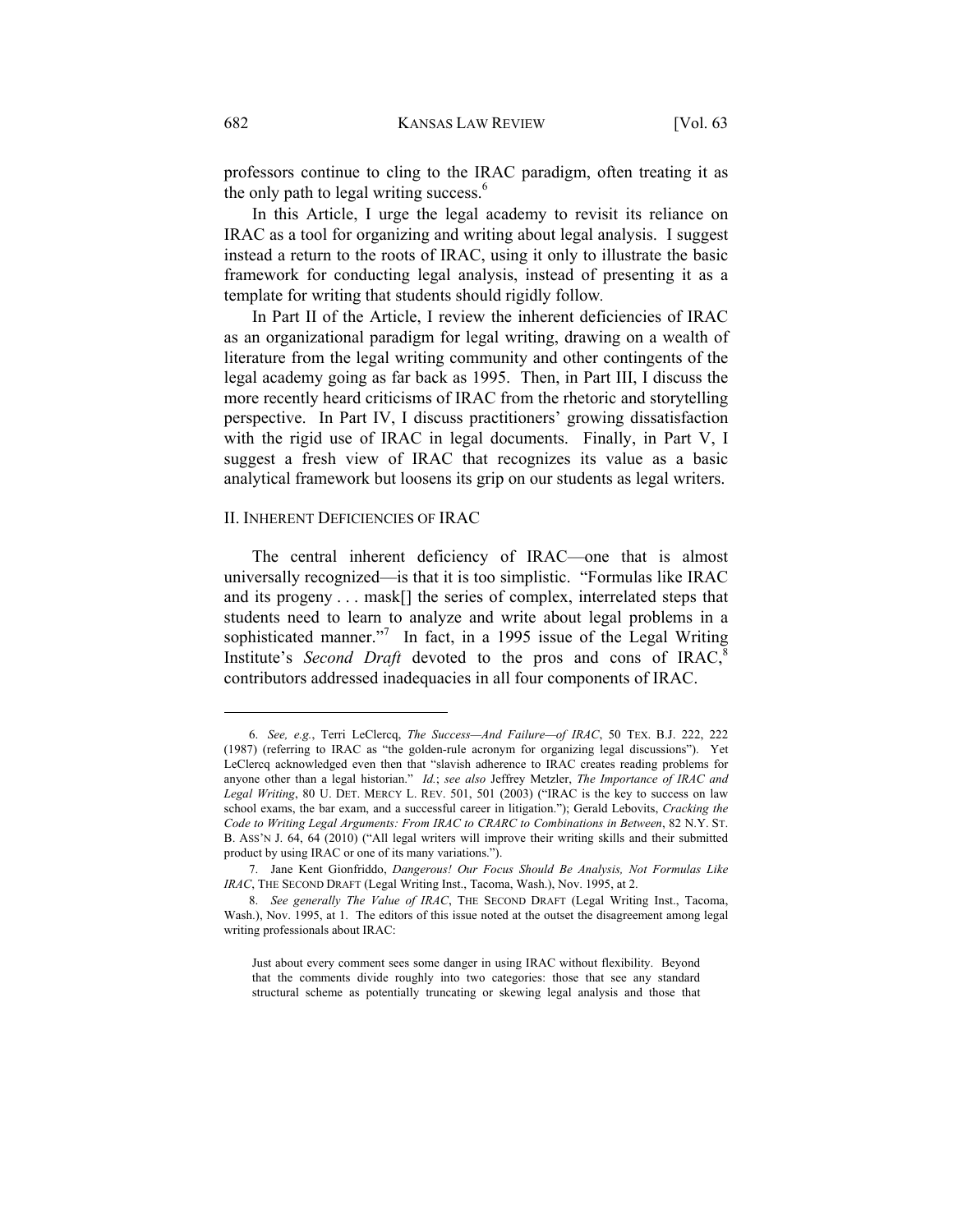professors continue to cling to the IRAC paradigm, often treating it as the only path to legal writing success.[6]

In this Article, I urge the legal academy to revisit its reliance on IRAC as a tool for organizing and writing about legal analysis. I suggest instead a return to the roots of IRAC, using it only to illustrate the basic framework for conducting legal analysis, instead of presenting it as a template for writing that students should rigidly follow.

In Part II of the Article, I review the inherent deficiencies of IRAC as an organizational paradigm for legal writing, drawing on a wealth of literature from the legal writing community and other contingents of the legal academy going as far back as 1995. Then, in Part III, I discuss the more recently heard criticisms of IRAC from the rhetoric and storytelling perspective. In Part IV, I discuss practitioners' growing dissatisfaction with the rigid use of IRAC in legal documents. Finally, in Part V, I suggest a fresh view of IRAC that recognizes its value as a basic analytical framework but loosens its grip on our students as legal writers.

## II. Inherent Deficiencies of IRAC

The central inherent deficiency of IRAC—one that is almost universally recognized—is that it is too simplistic. "Formulas like IRAC and its progeny . . . mask[] the series of complex, interrelated steps that students need to learn to analyze and write about legal problems in a sophisticated manner."[7] In fact, in a 1995 issue of the Legal Writing Institute's *Second Draft* devoted to the pros and cons of IRAC,[8] contributors addressed inadequacies in all four components of IRAC.

---

6. *See, e.g.*, Terri LeClercq, *The Success—And Failure—of IRAC*, 50 TEX. B.J. 222, 222 (1987) (referring to IRAC as "the golden-rule acronym for organizing legal discussions"). Yet LeClercq acknowledged even then that "slavish adherence to IRAC creates reading problems for anyone other than a legal historian." *Id.*; *see also* Jeffrey Metzler, *The Importance of IRAC and Legal Writing*, 80 U. DET. MERCY L. REV. 501, 501 (2003) ("IRAC is the key to success on law school exams, the bar exam, and a successful career in litigation."); Gerald Lebovits, *Cracking the Code to Writing Legal Arguments: From IRAC to CRARC to Combinations in Between*, 82 N.Y. ST. B. ASS'N J. 64, 64 (2010) ("All legal writers will improve their writing skills and their submitted product by using IRAC or one of its many variations.").

7. Jane Kent Gionfriddo, *Dangerous! Our Focus Should Be Analysis, Not Formulas Like IRAC*, THE SECOND DRAFT (Legal Writing Inst., Tacoma, Wash.), Nov. 1995, at 2.

8. *See generally The Value of IRAC*, THE SECOND DRAFT (Legal Writing Inst., Tacoma, Wash.), Nov. 1995, at 1. The editors of this issue noted at the outset the disagreement among legal writing professionals about IRAC:

> Just about every comment sees some danger in using IRAC without flexibility. Beyond that the comments divide roughly into two categories: those that see any standard structural scheme as potentially truncating or skewing legal analysis and those that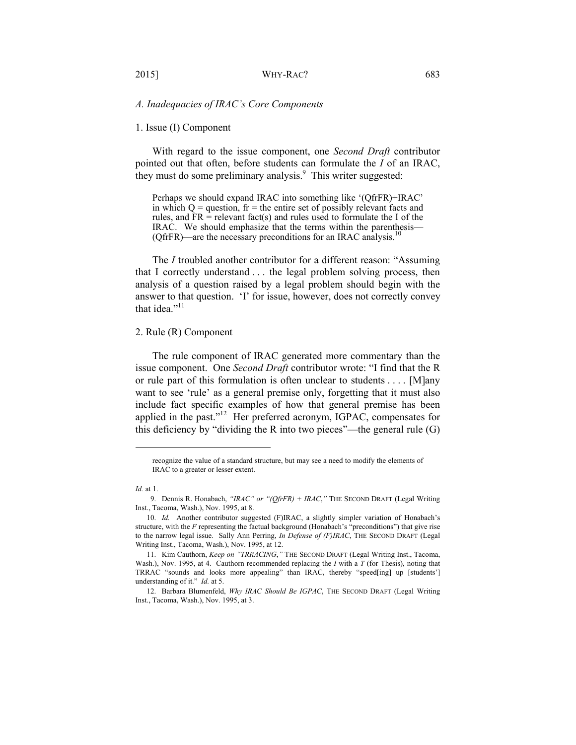### *A. Inadequacies of IRAC's Core Components*

#### 1. Issue (I) Component

With regard to the issue component, one *Second Draft* contributor pointed out that often, before students can formulate the *I* of an IRAC, they must do some preliminary analysis.[9] This writer suggested:

> Perhaps we should expand IRAC into something like '(QfrFR)+IRAC' in which Q = question, fr = the entire set of possibly relevant facts and rules, and FR = relevant fact(s) and rules used to formulate the I of the IRAC. We should emphasize that the terms within the parenthesis—(QfrFR)—are the necessary preconditions for an IRAC analysis.[10]

The *I* troubled another contributor for a different reason: "Assuming that I correctly understand . . . the legal problem solving process, then analysis of a question raised by a legal problem should begin with the answer to that question. 'I' for issue, however, does not correctly convey that idea."[11]

#### 2. Rule (R) Component

The rule component of IRAC generated more commentary than the issue component. One *Second Draft* contributor wrote: "I find that the R or rule part of this formulation is often unclear to students . . . . [M]any want to see 'rule' as a general premise only, forgetting that it must also include fact specific examples of how that general premise has been applied in the past."[12] Her preferred acronym, IGPAC, compensates for this deficiency by "dividing the R into two pieces"—the general rule (G)

---

> recognize the value of a standard structure, but may see a need to modify the elements of IRAC to a greater or lesser extent.

*Id.* at 1.

9. Dennis R. Honabach, *"IRAC" or "(QfrFR) + IRAC,"* THE SECOND DRAFT (Legal Writing Inst., Tacoma, Wash.), Nov. 1995, at 8.

10. *Id.* Another contributor suggested (F)IRAC, a slightly simpler variation of Honabach's structure, with the *F* representing the factual background (Honabach's "preconditions") that give rise to the narrow legal issue. Sally Ann Perring, *In Defense of (F)IRAC*, THE SECOND DRAFT (Legal Writing Inst., Tacoma, Wash.), Nov. 1995, at 12.

11. Kim Cauthorn, *Keep on "TRRACING*,*"* THE SECOND DRAFT (Legal Writing Inst., Tacoma, Wash.), Nov. 1995, at 4. Cauthorn recommended replacing the *I* with a *T* (for Thesis), noting that TRRAC "sounds and looks more appealing" than IRAC, thereby "speed[ing] up [students'] understanding of it." *Id.* at 5.

12. Barbara Blumenfeld, *Why IRAC Should Be IGPAC*, THE SECOND DRAFT (Legal Writing Inst., Tacoma, Wash.), Nov. 1995, at 3.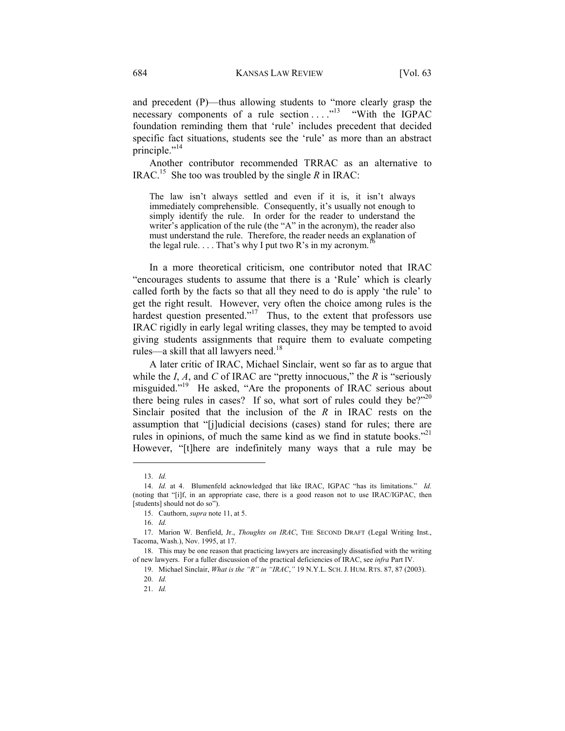and precedent (P)—thus allowing students to "more clearly grasp the necessary components of a rule section . . . ."[13] "With the IGPAC foundation reminding them that 'rule' includes precedent that decided specific fact situations, students see the 'rule' as more than an abstract principle."[14]

Another contributor recommended TRRAC as an alternative to IRAC.[15] She too was troubled by the single *R* in IRAC:

> The law isn't always settled and even if it is, it isn't always immediately comprehensible. Consequently, it's usually not enough to simply identify the rule. In order for the reader to understand the writer's application of the rule (the "A" in the acronym), the reader also must understand the rule. Therefore, the reader needs an explanation of the legal rule. . . . That's why I put two R's in my acronym.[16]

In a more theoretical criticism, one contributor noted that IRAC "encourages students to assume that there is a 'Rule' which is clearly called forth by the facts so that all they need to do is apply 'the rule' to get the right result. However, very often the choice among rules is the hardest question presented."[17] Thus, to the extent that professors use IRAC rigidly in early legal writing classes, they may be tempted to avoid giving students assignments that require them to evaluate competing rules—a skill that all lawyers need.[18]

A later critic of IRAC, Michael Sinclair, went so far as to argue that while the *I*, *A*, and *C* of IRAC are "pretty innocuous," the *R* is "seriously misguided."[19] He asked, "Are the proponents of IRAC serious about there being rules in cases? If so, what sort of rules could they be?"[20] Sinclair posited that the inclusion of the *R* in IRAC rests on the assumption that "[j]udicial decisions (cases) stand for rules; there are rules in opinions, of much the same kind as we find in statute books."[21] However, "[t]here are indefinitely many ways that a rule may be

---

13. *Id.*

14. *Id.* at 4. Blumenfeld acknowledged that like IRAC, IGPAC "has its limitations." *Id.* (noting that "[i]f, in an appropriate case, there is a good reason not to use IRAC/IGPAC, then [students] should not do so").

15. Cauthorn, *supra* note 11, at 5.

16. *Id.*

17. Marion W. Benfield, Jr., *Thoughts on IRAC*, THE SECOND DRAFT (Legal Writing Inst., Tacoma, Wash.), Nov. 1995, at 17.

18. This may be one reason that practicing lawyers are increasingly dissatisfied with the writing of new lawyers. For a fuller discussion of the practical deficiencies of IRAC, see *infra* Part IV.

19. Michael Sinclair, *What is the "R" in "IRAC*,*"* 19 N.Y.L. SCH. J. HUM. RTS. 87, 87 (2003).

20. *Id.*

21. *Id.*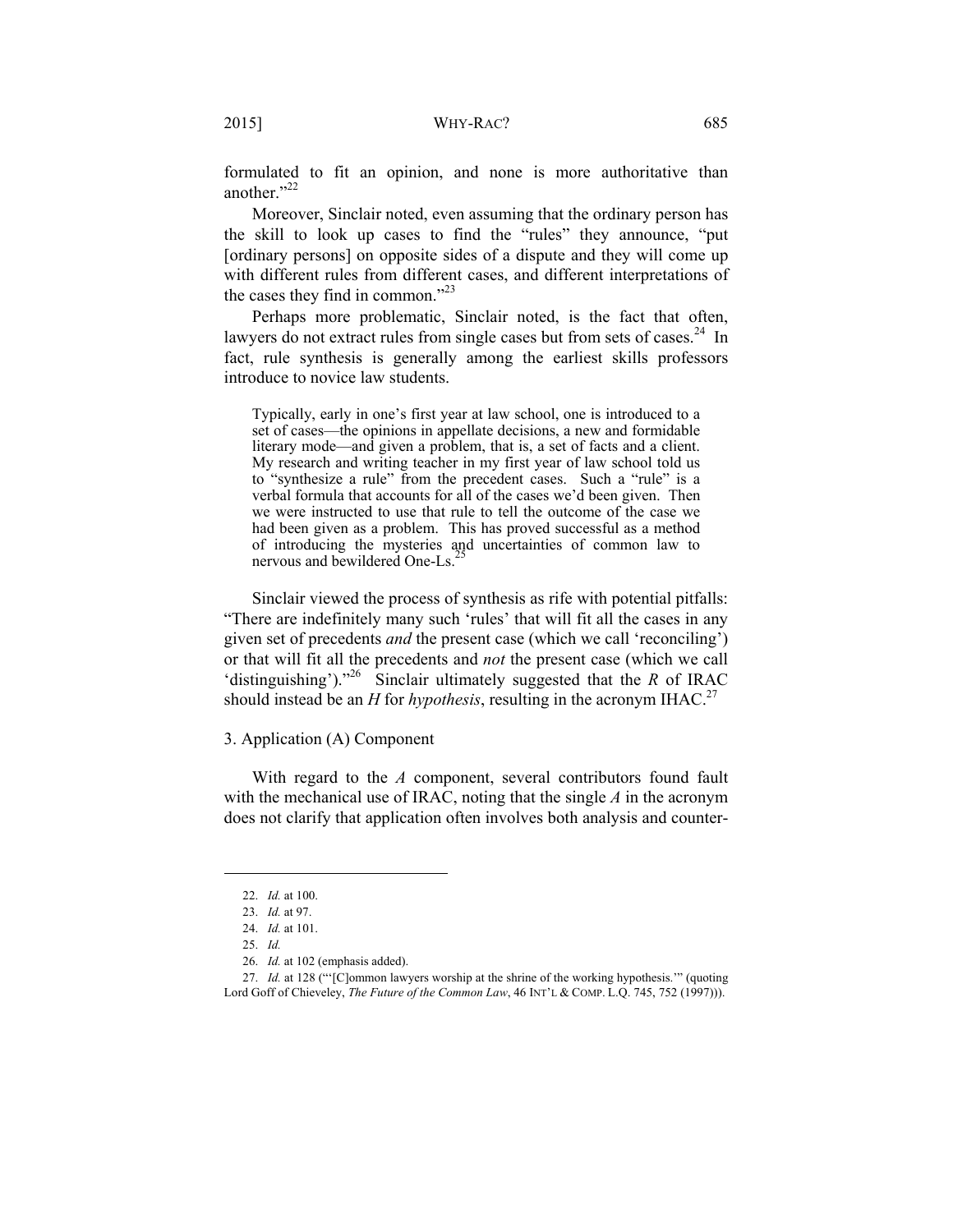formulated to fit an opinion, and none is more authoritative than another."[22]

Moreover, Sinclair noted, even assuming that the ordinary person has the skill to look up cases to find the "rules" they announce, "put [ordinary persons] on opposite sides of a dispute and they will come up with different rules from different cases, and different interpretations of the cases they find in common."[23]

Perhaps more problematic, Sinclair noted, is the fact that often, lawyers do not extract rules from single cases but from sets of cases.[24] In fact, rule synthesis is generally among the earliest skills professors introduce to novice law students.

> Typically, early in one's first year at law school, one is introduced to a set of cases—the opinions in appellate decisions, a new and formidable literary mode—and given a problem, that is, a set of facts and a client. My research and writing teacher in my first year of law school told us to "synthesize a rule" from the precedent cases. Such a "rule" is a verbal formula that accounts for all of the cases we'd been given. Then we were instructed to use that rule to tell the outcome of the case we had been given as a problem. This has proved successful as a method of introducing the mysteries and uncertainties of common law to nervous and bewildered One-Ls.[25]

Sinclair viewed the process of synthesis as rife with potential pitfalls: "There are indefinitely many such 'rules' that will fit all the cases in any given set of precedents *and* the present case (which we call 'reconciling') or that will fit all the precedents and *not* the present case (which we call 'distinguishing')."[26] Sinclair ultimately suggested that the *R* of IRAC should instead be an *H* for *hypothesis*, resulting in the acronym IHAC.[27]

### 3. Application (A) Component

With regard to the *A* component, several contributors found fault with the mechanical use of IRAC, noting that the single *A* in the acronym does not clarify that application often involves both analysis and counter-

---

22. *Id.* at 100.

23. *Id.* at 97.

24. *Id.* at 101.

25. *Id.*

26. *Id.* at 102 (emphasis added).

27. *Id.* at 128 ("'[C]ommon lawyers worship at the shrine of the working hypothesis.'" (quoting Lord Goff of Chieveley, *The Future of the Common Law*, 46 INT'L & COMP. L.Q. 745, 752 (1997))).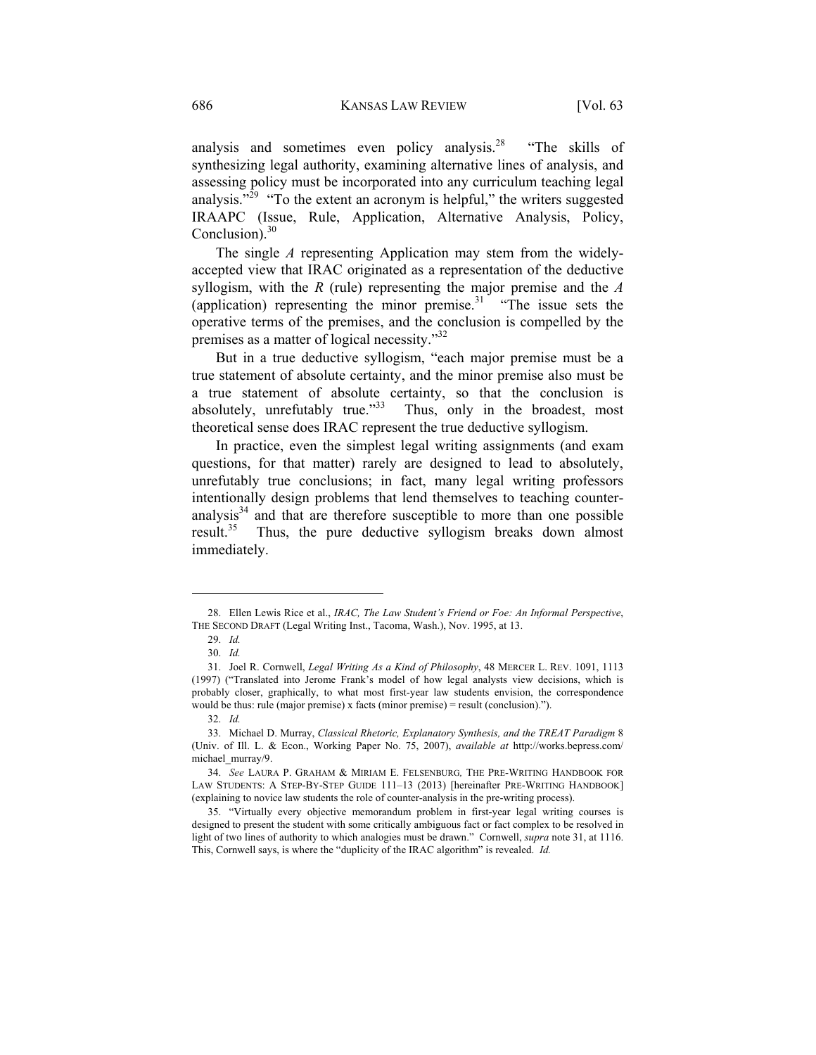analysis and sometimes even policy analysis.[28] "The skills of synthesizing legal authority, examining alternative lines of analysis, and assessing policy must be incorporated into any curriculum teaching legal analysis."[29] "To the extent an acronym is helpful," the writers suggested IRAAPC (Issue, Rule, Application, Alternative Analysis, Policy, Conclusion).[30]

The single *A* representing Application may stem from the widely-accepted view that IRAC originated as a representation of the deductive syllogism, with the *R* (rule) representing the major premise and the *A* (application) representing the minor premise.[31] "The issue sets the operative terms of the premises, and the conclusion is compelled by the premises as a matter of logical necessity."[32]

But in a true deductive syllogism, "each major premise must be a true statement of absolute certainty, and the minor premise also must be a true statement of absolute certainty, so that the conclusion is absolutely, unrefutably true."[33] Thus, only in the broadest, most theoretical sense does IRAC represent the true deductive syllogism.

In practice, even the simplest legal writing assignments (and exam questions, for that matter) rarely are designed to lead to absolutely, unrefutably true conclusions; in fact, many legal writing professors intentionally design problems that lend themselves to teaching counter-analysis[34] and that are therefore susceptible to more than one possible result.[35] Thus, the pure deductive syllogism breaks down almost immediately.

---

28. Ellen Lewis Rice et al., *IRAC, The Law Student's Friend or Foe: An Informal Perspective*, THE SECOND DRAFT (Legal Writing Inst., Tacoma, Wash.), Nov. 1995, at 13.

29. *Id.*

30. *Id.*

31. Joel R. Cornwell, *Legal Writing As a Kind of Philosophy*, 48 MERCER L. REV. 1091, 1113 (1997) ("Translated into Jerome Frank's model of how legal analysts view decisions, which is probably closer, graphically, to what most first-year law students envision, the correspondence would be thus: rule (major premise) x facts (minor premise) = result (conclusion).").

32. *Id.*

33. Michael D. Murray, *Classical Rhetoric, Explanatory Synthesis, and the TREAT Paradigm* 8 (Univ. of Ill. L. & Econ., Working Paper No. 75, 2007), *available at* http://works.bepress.com/michael_murray/9.

34. *See* LAURA P. GRAHAM & MIRIAM E. FELSENBURG, THE PRE-WRITING HANDBOOK FOR LAW STUDENTS: A STEP-BY-STEP GUIDE 111–13 (2013) [hereinafter PRE-WRITING HANDBOOK] (explaining to novice law students the role of counter-analysis in the pre-writing process).

35. "Virtually every objective memorandum problem in first-year legal writing courses is designed to present the student with some critically ambiguous fact or fact complex to be resolved in light of two lines of authority to which analogies must be drawn." Cornwell, *supra* note 31, at 1116. This, Cornwell says, is where the "duplicity of the IRAC algorithm" is revealed. *Id.*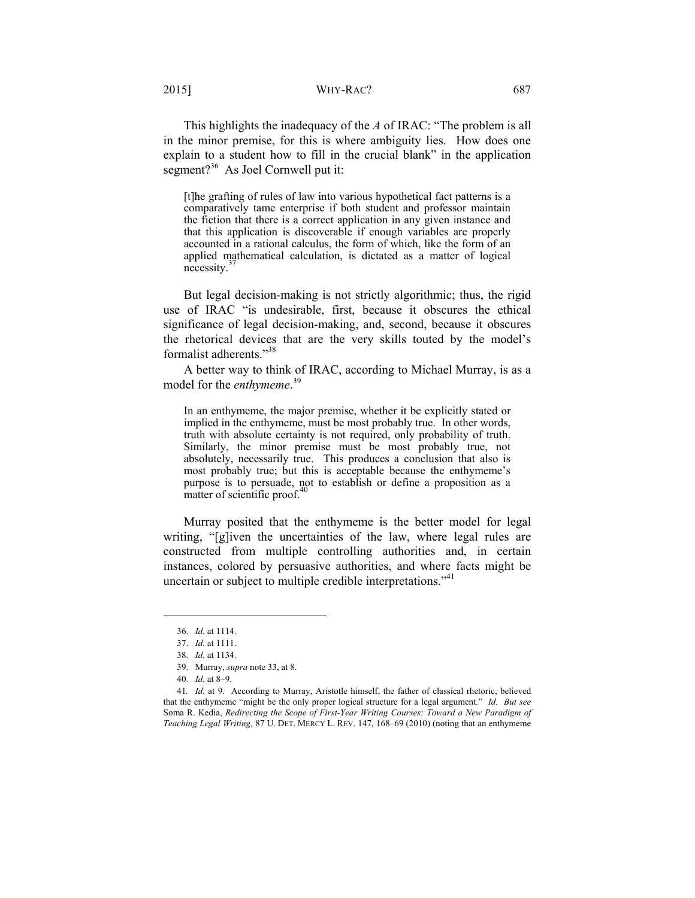This highlights the inadequacy of the *A* of IRAC: "The problem is all in the minor premise, for this is where ambiguity lies. How does one explain to a student how to fill in the crucial blank" in the application segment?[36] As Joel Cornwell put it:

> [t]he grafting of rules of law into various hypothetical fact patterns is a comparatively tame enterprise if both student and professor maintain the fiction that there is a correct application in any given instance and that this application is discoverable if enough variables are properly accounted in a rational calculus, the form of which, like the form of an applied mathematical calculation, is dictated as a matter of logical necessity.[37]

But legal decision-making is not strictly algorithmic; thus, the rigid use of IRAC "is undesirable, first, because it obscures the ethical significance of legal decision-making, and, second, because it obscures the rhetorical devices that are the very skills touted by the model's formalist adherents."[38]

A better way to think of IRAC, according to Michael Murray, is as a model for the *enthymeme*.[39]

> In an enthymeme, the major premise, whether it be explicitly stated or implied in the enthymeme, must be most probably true. In other words, truth with absolute certainty is not required, only probability of truth. Similarly, the minor premise must be most probably true, not absolutely, necessarily true. This produces a conclusion that also is most probably true; but this is acceptable because the enthymeme's purpose is to persuade, not to establish or define a proposition as a matter of scientific proof.[40]

Murray posited that the enthymeme is the better model for legal writing, "[g]iven the uncertainties of the law, where legal rules are constructed from multiple controlling authorities and, in certain instances, colored by persuasive authorities, and where facts might be uncertain or subject to multiple credible interpretations."[41]

---

36. *Id.* at 1114.

37. *Id.* at 1111.

38. *Id.* at 1134.

39. Murray, *supra* note 33, at 8.

40. *Id.* at 8–9.

41. *Id.* at 9. According to Murray, Aristotle himself, the father of classical rhetoric, believed that the enthymeme "might be the only proper logical structure for a legal argument." *Id. But see* Soma R. Kedia, *Redirecting the Scope of First-Year Writing Courses: Toward a New Paradigm of Teaching Legal Writing*, 87 U. DET. MERCY L. REV. 147, 168–69 (2010) (noting that an enthymeme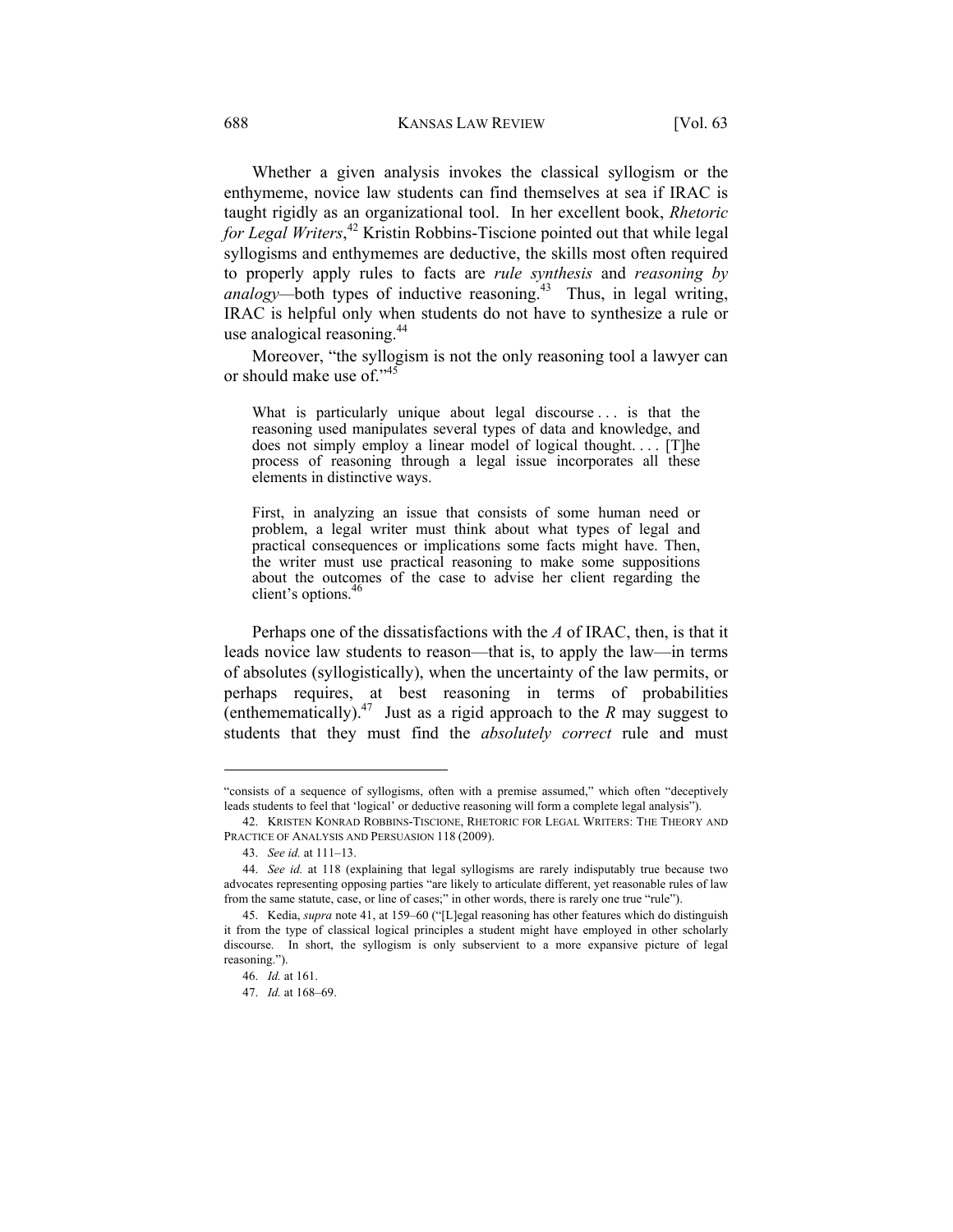Whether a given analysis invokes the classical syllogism or the enthymeme, novice law students can find themselves at sea if IRAC is taught rigidly as an organizational tool. In her excellent book, *Rhetoric for Legal Writers*,[42] Kristin Robbins-Tiscione pointed out that while legal syllogisms and enthymemes are deductive, the skills most often required to properly apply rules to facts are *rule synthesis* and *reasoning by analogy*—both types of inductive reasoning.[43] Thus, in legal writing, IRAC is helpful only when students do not have to synthesize a rule or use analogical reasoning.[44]

Moreover, "the syllogism is not the only reasoning tool a lawyer can or should make use of."[45]

> What is particularly unique about legal discourse . . . is that the reasoning used manipulates several types of data and knowledge, and does not simply employ a linear model of logical thought. . . . [T]he process of reasoning through a legal issue incorporates all these elements in distinctive ways.
>
> First, in analyzing an issue that consists of some human need or problem, a legal writer must think about what types of legal and practical consequences or implications some facts might have. Then, the writer must use practical reasoning to make some suppositions about the outcomes of the case to advise her client regarding the client's options.[46]

Perhaps one of the dissatisfactions with the *A* of IRAC, then, is that it leads novice law students to reason—that is, to apply the law—in terms of absolutes (syllogistically), when the uncertainty of the law permits, or perhaps requires, at best reasoning in terms of probabilities (enthememeatically).[47] Just as a rigid approach to the *R* may suggest to students that they must find the *absolutely correct* rule and must

---

"consists of a sequence of syllogisms, often with a premise assumed," which often "deceptively leads students to feel that 'logical' or deductive reasoning will form a complete legal analysis").

42. KRISTEN KONRAD ROBBINS-TISCIONE, RHETORIC FOR LEGAL WRITERS: THE THEORY AND PRACTICE OF ANALYSIS AND PERSUASION 118 (2009).

43. *See id.* at 111–13.

44. *See id.* at 118 (explaining that legal syllogisms are rarely indisputably true because two advocates representing opposing parties "are likely to articulate different, yet reasonable rules of law from the same statute, case, or line of cases;" in other words, there is rarely one true "rule").

45. Kedia, *supra* note 41, at 159–60 ("[L]egal reasoning has other features which do distinguish it from the type of classical logical principles a student might have employed in other scholarly discourse. In short, the syllogism is only subservient to a more expansive picture of legal reasoning.").

46. *Id.* at 161.

47. *Id.* at 168–69.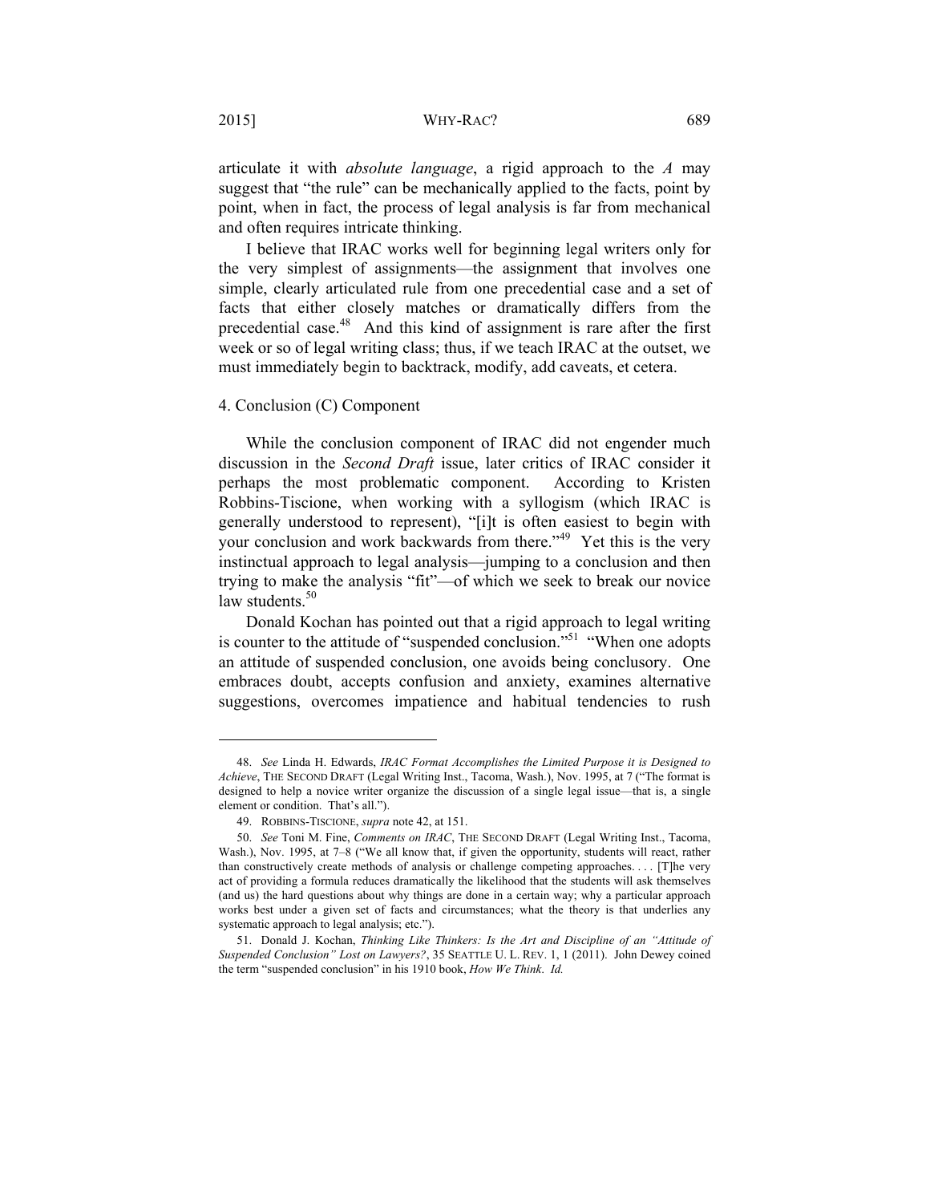articulate it with *absolute language*, a rigid approach to the *A* may suggest that "the rule" can be mechanically applied to the facts, point by point, when in fact, the process of legal analysis is far from mechanical and often requires intricate thinking.

I believe that IRAC works well for beginning legal writers only for the very simplest of assignments—the assignment that involves one simple, clearly articulated rule from one precedential case and a set of facts that either closely matches or dramatically differs from the precedential case.[48] And this kind of assignment is rare after the first week or so of legal writing class; thus, if we teach IRAC at the outset, we must immediately begin to backtrack, modify, add caveats, et cetera.

### 4. Conclusion (C) Component

While the conclusion component of IRAC did not engender much discussion in the *Second Draft* issue, later critics of IRAC consider it perhaps the most problematic component. According to Kristen Robbins-Tiscione, when working with a syllogism (which IRAC is generally understood to represent), "[i]t is often easiest to begin with your conclusion and work backwards from there."[49] Yet this is the very instinctual approach to legal analysis—jumping to a conclusion and then trying to make the analysis "fit"—of which we seek to break our novice law students.[50]

Donald Kochan has pointed out that a rigid approach to legal writing is counter to the attitude of "suspended conclusion."[51] "When one adopts an attitude of suspended conclusion, one avoids being conclusory. One embraces doubt, accepts confusion and anxiety, examines alternative suggestions, overcomes impatience and habitual tendencies to rush

---

48. *See* Linda H. Edwards, *IRAC Format Accomplishes the Limited Purpose it is Designed to Achieve*, THE SECOND DRAFT (Legal Writing Inst., Tacoma, Wash.), Nov. 1995, at 7 ("The format is designed to help a novice writer organize the discussion of a single legal issue—that is, a single element or condition. That's all.").

49. ROBBINS-TISCIONE, *supra* note 42, at 151.

50. *See* Toni M. Fine, *Comments on IRAC*, THE SECOND DRAFT (Legal Writing Inst., Tacoma, Wash.), Nov. 1995, at 7–8 ("We all know that, if given the opportunity, students will react, rather than constructively create methods of analysis or challenge competing approaches. . . . [T]he very act of providing a formula reduces dramatically the likelihood that the students will ask themselves (and us) the hard questions about why things are done in a certain way; why a particular approach works best under a given set of facts and circumstances; what the theory is that underlies any systematic approach to legal analysis; etc.").

51. Donald J. Kochan, *Thinking Like Thinkers: Is the Art and Discipline of an "Attitude of Suspended Conclusion" Lost on Lawyers?*, 35 SEATTLE U. L. REV. 1, 1 (2011). John Dewey coined the term "suspended conclusion" in his 1910 book, *How We Think*. *Id.*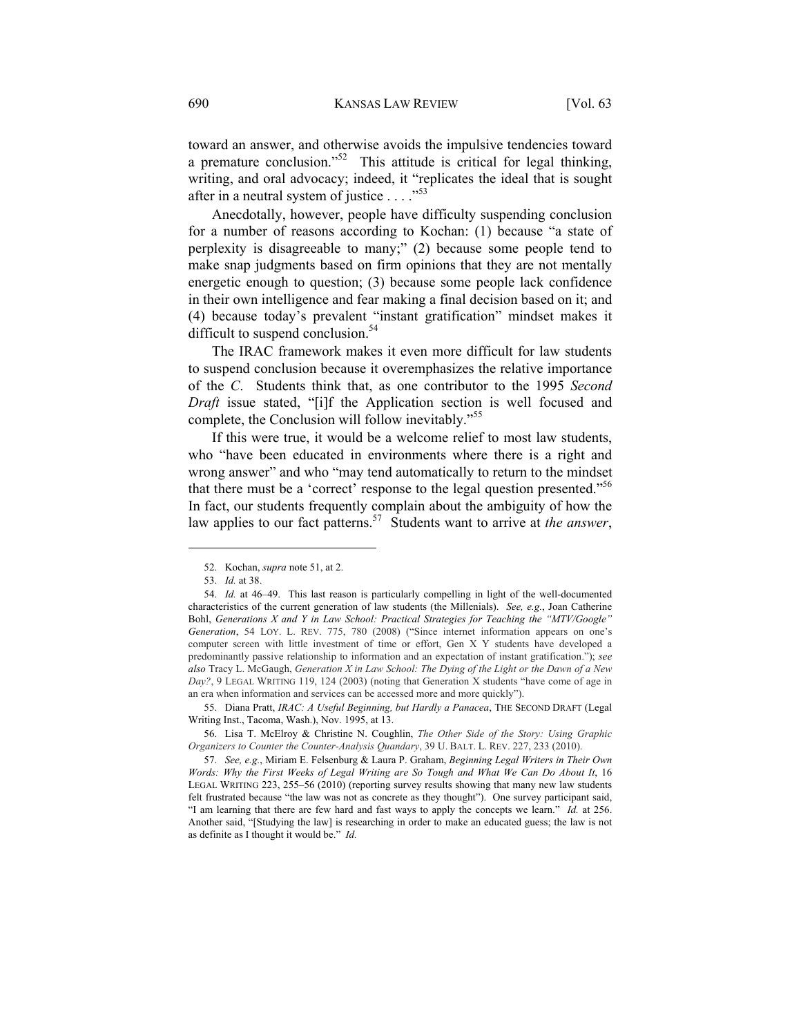toward an answer, and otherwise avoids the impulsive tendencies toward a premature conclusion."[52] This attitude is critical for legal thinking, writing, and oral advocacy; indeed, it "replicates the ideal that is sought after in a neutral system of justice . . . ."[53]

Anecdotally, however, people have difficulty suspending conclusion for a number of reasons according to Kochan: (1) because "a state of perplexity is disagreeable to many;" (2) because some people tend to make snap judgments based on firm opinions that they are not mentally energetic enough to question; (3) because some people lack confidence in their own intelligence and fear making a final decision based on it; and (4) because today's prevalent "instant gratification" mindset makes it difficult to suspend conclusion.[54]

The IRAC framework makes it even more difficult for law students to suspend conclusion because it overemphasizes the relative importance of the *C*. Students think that, as one contributor to the 1995 *Second Draft* issue stated, "[i]f the Application section is well focused and complete, the Conclusion will follow inevitably."[55]

If this were true, it would be a welcome relief to most law students, who "have been educated in environments where there is a right and wrong answer" and who "may tend automatically to return to the mindset that there must be a 'correct' response to the legal question presented."[56] In fact, our students frequently complain about the ambiguity of how the law applies to our fact patterns.[57] Students want to arrive at *the answer*,

---

52. Kochan, *supra* note 51, at 2.

53. *Id.* at 38.

54. *Id.* at 46–49. This last reason is particularly compelling in light of the well-documented characteristics of the current generation of law students (the Millenials). *See, e.g.*, Joan Catherine Bohl, *Generations X and Y in Law School: Practical Strategies for Teaching the "MTV/Google" Generation*, 54 LOY. L. REV. 775, 780 (2008) ("Since internet information appears on one's computer screen with little investment of time or effort, Gen X Y students have developed a predominantly passive relationship to information and an expectation of instant gratification."); *see also* Tracy L. McGaugh, *Generation X in Law School: The Dying of the Light or the Dawn of a New Day?*, 9 LEGAL WRITING 119, 124 (2003) (noting that Generation X students "have come of age in an era when information and services can be accessed more and more quickly").

55. Diana Pratt, *IRAC: A Useful Beginning, but Hardly a Panacea*, THE SECOND DRAFT (Legal Writing Inst., Tacoma, Wash.), Nov. 1995, at 13.

56. Lisa T. McElroy & Christine N. Coughlin, *The Other Side of the Story: Using Graphic Organizers to Counter the Counter-Analysis Quandary*, 39 U. BALT. L. REV. 227, 233 (2010).

57. *See, e.g.*, Miriam E. Felsenburg & Laura P. Graham, *Beginning Legal Writers in Their Own Words: Why the First Weeks of Legal Writing are So Tough and What We Can Do About It*, 16 LEGAL WRITING 223, 255–56 (2010) (reporting survey results showing that many new law students felt frustrated because "the law was not as concrete as they thought"). One survey participant said, "I am learning that there are few hard and fast ways to apply the concepts we learn." *Id.* at 256. Another said, "[Studying the law] is researching in order to make an educated guess; the law is not as definite as I thought it would be." *Id.*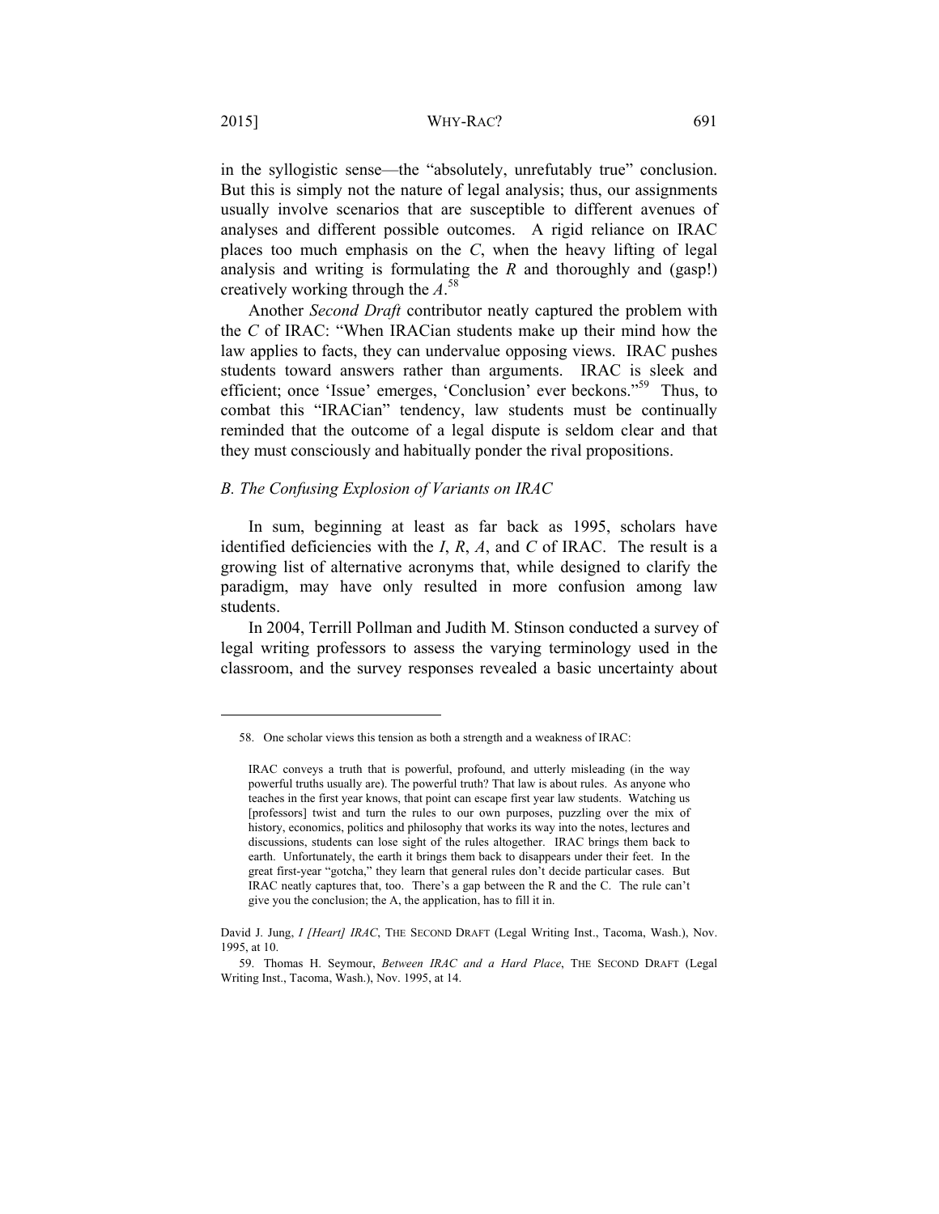in the syllogistic sense—the "absolutely, unrefutably true" conclusion. But this is simply not the nature of legal analysis; thus, our assignments usually involve scenarios that are susceptible to different avenues of analyses and different possible outcomes. A rigid reliance on IRAC places too much emphasis on the *C*, when the heavy lifting of legal analysis and writing is formulating the *R* and thoroughly and (gasp!) creatively working through the *A*.[58]

Another *Second Draft* contributor neatly captured the problem with the *C* of IRAC: "When IRACian students make up their mind how the law applies to facts, they can undervalue opposing views. IRAC pushes students toward answers rather than arguments. IRAC is sleek and efficient; once 'Issue' emerges, 'Conclusion' ever beckons."[59] Thus, to combat this "IRACian" tendency, law students must be continually reminded that the outcome of a legal dispute is seldom clear and that they must consciously and habitually ponder the rival propositions.

### *B. The Confusing Explosion of Variants on IRAC*

In sum, beginning at least as far back as 1995, scholars have identified deficiencies with the *I*, *R*, *A*, and *C* of IRAC. The result is a growing list of alternative acronyms that, while designed to clarify the paradigm, may have only resulted in more confusion among law students.

In 2004, Terrill Pollman and Judith M. Stinson conducted a survey of legal writing professors to assess the varying terminology used in the classroom, and the survey responses revealed a basic uncertainty about

---

58. One scholar views this tension as both a strength and a weakness of IRAC:

> IRAC conveys a truth that is powerful, profound, and utterly misleading (in the way powerful truths usually are). The powerful truth? That law is about rules. As anyone who teaches in the first year knows, that point can escape first year law students. Watching us [professors] twist and turn the rules to our own purposes, puzzling over the mix of history, economics, politics and philosophy that works its way into the notes, lectures and discussions, students can lose sight of the rules altogether. IRAC brings them back to earth. Unfortunately, the earth it brings them back to disappears under their feet. In the great first-year "gotcha," they learn that general rules don't decide particular cases. But IRAC neatly captures that, too. There's a gap between the R and the C. The rule can't give you the conclusion; the A, the application, has to fill it in.

David J. Jung, *I [Heart] IRAC*, THE SECOND DRAFT (Legal Writing Inst., Tacoma, Wash.), Nov. 1995, at 10.

59. Thomas H. Seymour, *Between IRAC and a Hard Place*, THE SECOND DRAFT (Legal Writing Inst., Tacoma, Wash.), Nov. 1995, at 14.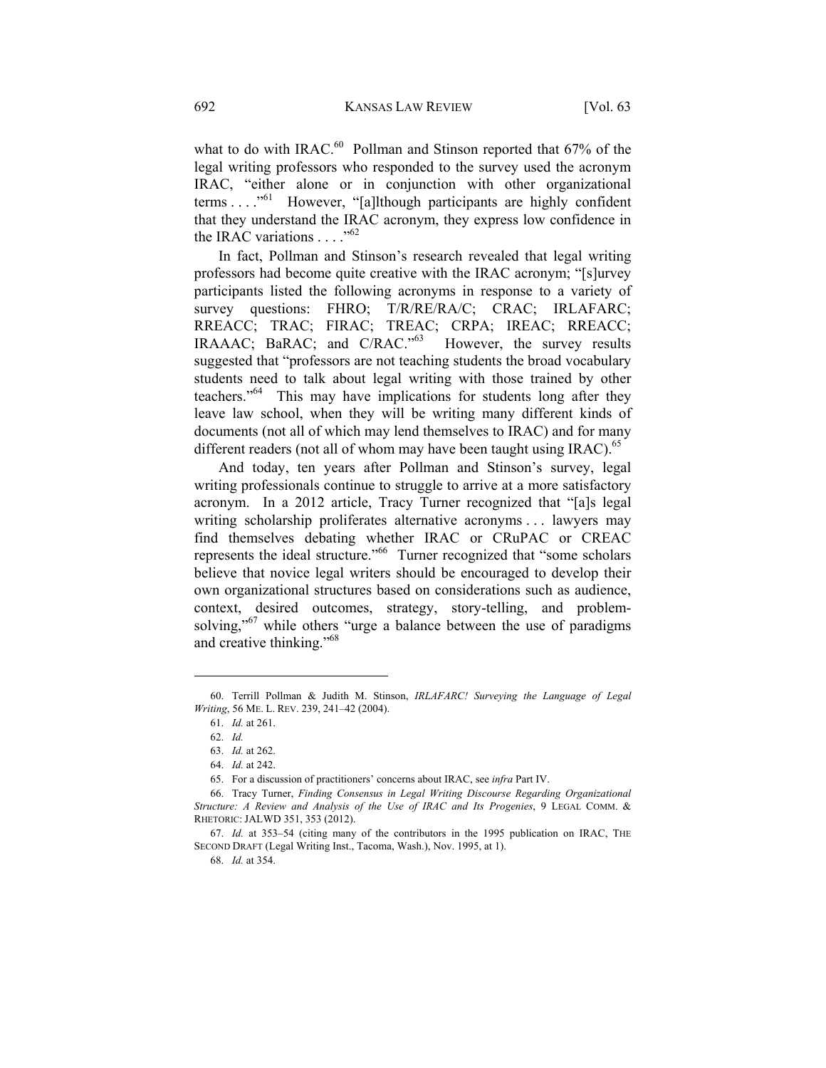what to do with IRAC.[60] Pollman and Stinson reported that 67% of the legal writing professors who responded to the survey used the acronym IRAC, "either alone or in conjunction with other organizational terms . . . ."[61] However, "[a]lthough participants are highly confident that they understand the IRAC acronym, they express low confidence in the IRAC variations . . . ."[62]

In fact, Pollman and Stinson's research revealed that legal writing professors had become quite creative with the IRAC acronym; "[s]urvey participants listed the following acronyms in response to a variety of survey questions: FHRO; T/R/RE/RA/C; CRAC; IRLAFARC; RREACC; TRAC; FIRAC; TREAC; CRPA; IREAC; RREACC; IRAAAC; BaRAC; and C/RAC."[63] However, the survey results suggested that "professors are not teaching students the broad vocabulary students need to talk about legal writing with those trained by other teachers."[64] This may have implications for students long after they leave law school, when they will be writing many different kinds of documents (not all of which may lend themselves to IRAC) and for many different readers (not all of whom may have been taught using IRAC).[65]

And today, ten years after Pollman and Stinson's survey, legal writing professionals continue to struggle to arrive at a more satisfactory acronym. In a 2012 article, Tracy Turner recognized that "[a]s legal writing scholarship proliferates alternative acronyms . . . lawyers may find themselves debating whether IRAC or CRuPAC or CREAC represents the ideal structure."[66] Turner recognized that "some scholars believe that novice legal writers should be encouraged to develop their own organizational structures based on considerations such as audience, context, desired outcomes, strategy, story-telling, and problem-solving,"[67] while others "urge a balance between the use of paradigms and creative thinking."[68]

---

60. Terrill Pollman & Judith M. Stinson, *IRLAFARC! Surveying the Language of Legal Writing*, 56 ME. L. REV. 239, 241–42 (2004).

61. *Id.* at 261.

62. *Id.*

63. *Id.* at 262.

64. *Id.* at 242.

65. For a discussion of practitioners' concerns about IRAC, see *infra* Part IV.

66. Tracy Turner, *Finding Consensus in Legal Writing Discourse Regarding Organizational Structure: A Review and Analysis of the Use of IRAC and Its Progenies*, 9 LEGAL COMM. & RHETORIC: JALWD 351, 353 (2012).

67. *Id.* at 353–54 (citing many of the contributors in the 1995 publication on IRAC, THE SECOND DRAFT (Legal Writing Inst., Tacoma, Wash.), Nov. 1995, at 1).

68. *Id.* at 354.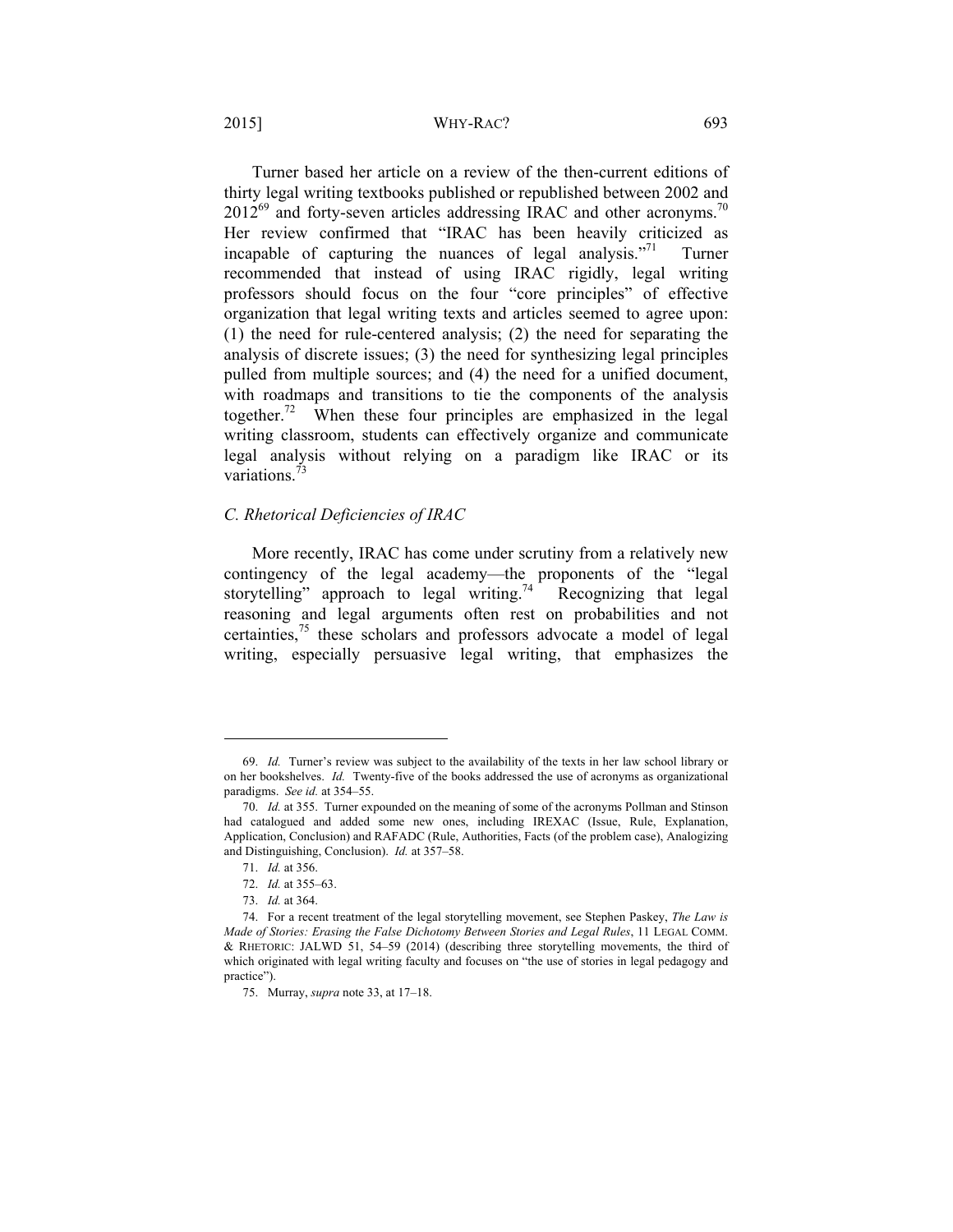Turner based her article on a review of the then-current editions of thirty legal writing textbooks published or republished between 2002 and 2012[69] and forty-seven articles addressing IRAC and other acronyms.[70] Her review confirmed that "IRAC has been heavily criticized as incapable of capturing the nuances of legal analysis."[71] Turner recommended that instead of using IRAC rigidly, legal writing professors should focus on the four "core principles" of effective organization that legal writing texts and articles seemed to agree upon: (1) the need for rule-centered analysis; (2) the need for separating the analysis of discrete issues; (3) the need for synthesizing legal principles pulled from multiple sources; and (4) the need for a unified document, with roadmaps and transitions to tie the components of the analysis together.[72] When these four principles are emphasized in the legal writing classroom, students can effectively organize and communicate legal analysis without relying on a paradigm like IRAC or its variations.[73]

### *C. Rhetorical Deficiencies of IRAC*

More recently, IRAC has come under scrutiny from a relatively new contingency of the legal academy—the proponents of the "legal storytelling" approach to legal writing.[74] Recognizing that legal reasoning and legal arguments often rest on probabilities and not certainties,[75] these scholars and professors advocate a model of legal writing, especially persuasive legal writing, that emphasizes the

---

69. *Id.* Turner's review was subject to the availability of the texts in her law school library or on her bookshelves. *Id.* Twenty-five of the books addressed the use of acronyms as organizational paradigms. *See id.* at 354–55.

70. *Id.* at 355. Turner expounded on the meaning of some of the acronyms Pollman and Stinson had catalogued and added some new ones, including IREXAC (Issue, Rule, Explanation, Application, Conclusion) and RAFADC (Rule, Authorities, Facts (of the problem case), Analogizing and Distinguishing, Conclusion). *Id.* at 357–58.

71. *Id.* at 356.

72. *Id.* at 355–63.

73. *Id.* at 364.

74. For a recent treatment of the legal storytelling movement, see Stephen Paskey, *The Law is Made of Stories: Erasing the False Dichotomy Between Stories and Legal Rules*, 11 LEGAL COMM. & RHETORIC: JALWD 51, 54–59 (2014) (describing three storytelling movements, the third of which originated with legal writing faculty and focuses on "the use of stories in legal pedagogy and practice").

75. Murray, *supra* note 33, at 17–18.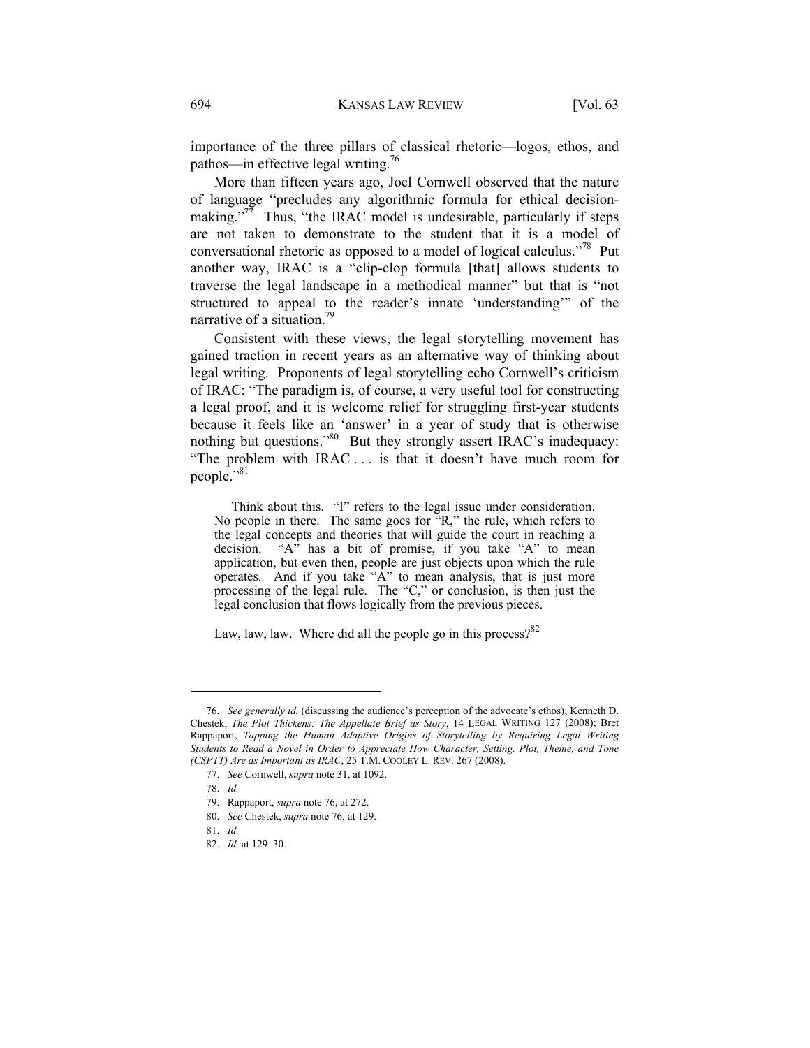importance of the three pillars of classical rhetoric—logos, ethos, and pathos—in effective legal writing.[76]

More than fifteen years ago, Joel Cornwell observed that the nature of language "precludes any algorithmic formula for ethical decision-making."[77] Thus, "the IRAC model is undesirable, particularly if steps are not taken to demonstrate to the student that it is a model of conversational rhetoric as opposed to a model of logical calculus."[78] Put another way, IRAC is a "clip-clop formula [that] allows students to traverse the legal landscape in a methodical manner" but that is "not structured to appeal to the reader's innate 'understanding'" of the narrative of a situation.[79]

Consistent with these views, the legal storytelling movement has gained traction in recent years as an alternative way of thinking about legal writing. Proponents of legal storytelling echo Cornwell's criticism of IRAC: "The paradigm is, of course, a very useful tool for constructing a legal proof, and it is welcome relief for struggling first-year students because it feels like an 'answer' in a year of study that is otherwise nothing but questions."[80] But they strongly assert IRAC's inadequacy: "The problem with IRAC . . . is that it doesn't have much room for people."[81]

> Think about this. "I" refers to the legal issue under consideration. No people in there. The same goes for "R," the rule, which refers to the legal concepts and theories that will guide the court in reaching a decision. "A" has a bit of promise, if you take "A" to mean application, but even then, people are just objects upon which the rule operates. And if you take "A" to mean analysis, that is just more processing of the legal rule. The "C," or conclusion, is then just the legal conclusion that flows logically from the previous pieces.
>
> Law, law, law. Where did all the people go in this process?[82]

---

76. *See generally id.* (discussing the audience's perception of the advocate's ethos); Kenneth D. Chestek, *The Plot Thickens: The Appellate Brief as Story*, 14 LEGAL WRITING 127 (2008); Bret Rappaport, *Tapping the Human Adaptive Origins of Storytelling by Requiring Legal Writing Students to Read a Novel in Order to Appreciate How Character, Setting, Plot, Theme, and Tone (CSPTT) Are as Important as IRAC*, 25 T.M. COOLEY L. REV. 267 (2008).

77. *See* Cornwell, *supra* note 31, at 1092.

78. *Id.*

79. Rappaport, *supra* note 76, at 272.

80. *See* Chestek, *supra* note 76, at 129.

81. *Id.*

82. *Id.* at 129–30.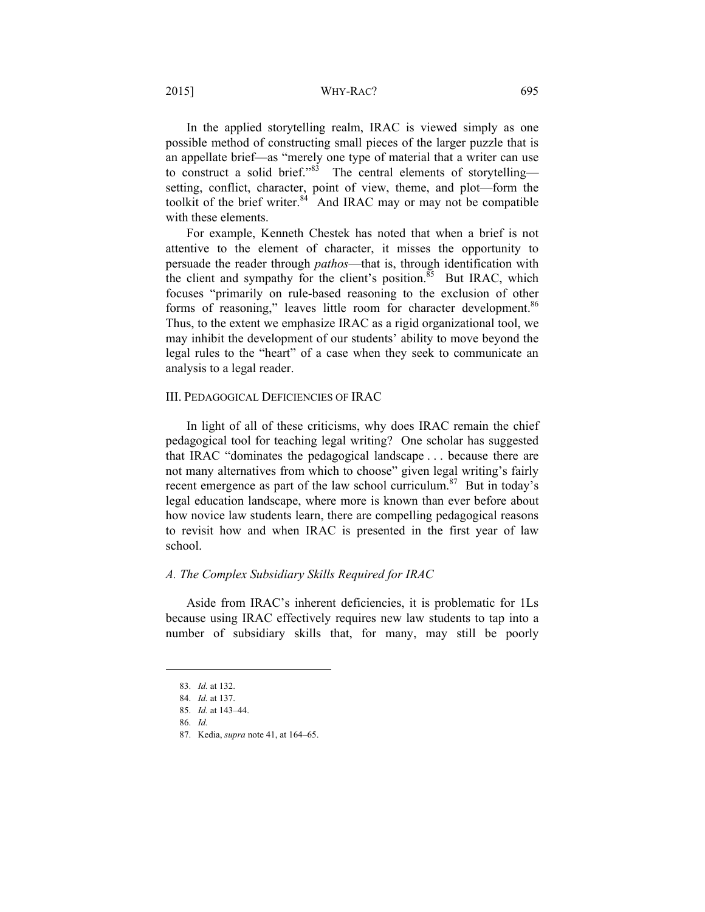In the applied storytelling realm, IRAC is viewed simply as one possible method of constructing small pieces of the larger puzzle that is an appellate brief—as "merely one type of material that a writer can use to construct a solid brief."[83] The central elements of storytelling—setting, conflict, character, point of view, theme, and plot—form the toolkit of the brief writer.[84] And IRAC may or may not be compatible with these elements.

For example, Kenneth Chestek has noted that when a brief is not attentive to the element of character, it misses the opportunity to persuade the reader through *pathos*—that is, through identification with the client and sympathy for the client's position.[85] But IRAC, which focuses "primarily on rule-based reasoning to the exclusion of other forms of reasoning," leaves little room for character development.[86] Thus, to the extent we emphasize IRAC as a rigid organizational tool, we may inhibit the development of our students' ability to move beyond the legal rules to the "heart" of a case when they seek to communicate an analysis to a legal reader.

## III. Pedagogical Deficiencies of IRAC

In light of all of these criticisms, why does IRAC remain the chief pedagogical tool for teaching legal writing? One scholar has suggested that IRAC "dominates the pedagogical landscape . . . because there are not many alternatives from which to choose" given legal writing's fairly recent emergence as part of the law school curriculum.[87] But in today's legal education landscape, where more is known than ever before about how novice law students learn, there are compelling pedagogical reasons to revisit how and when IRAC is presented in the first year of law school.

### *A. The Complex Subsidiary Skills Required for IRAC*

Aside from IRAC's inherent deficiencies, it is problematic for 1Ls because using IRAC effectively requires new law students to tap into a number of subsidiary skills that, for many, may still be poorly

---

83. *Id.* at 132.

84. *Id.* at 137.

85. *Id.* at 143–44.

86. *Id.*

87. Kedia, *supra* note 41, at 164–65.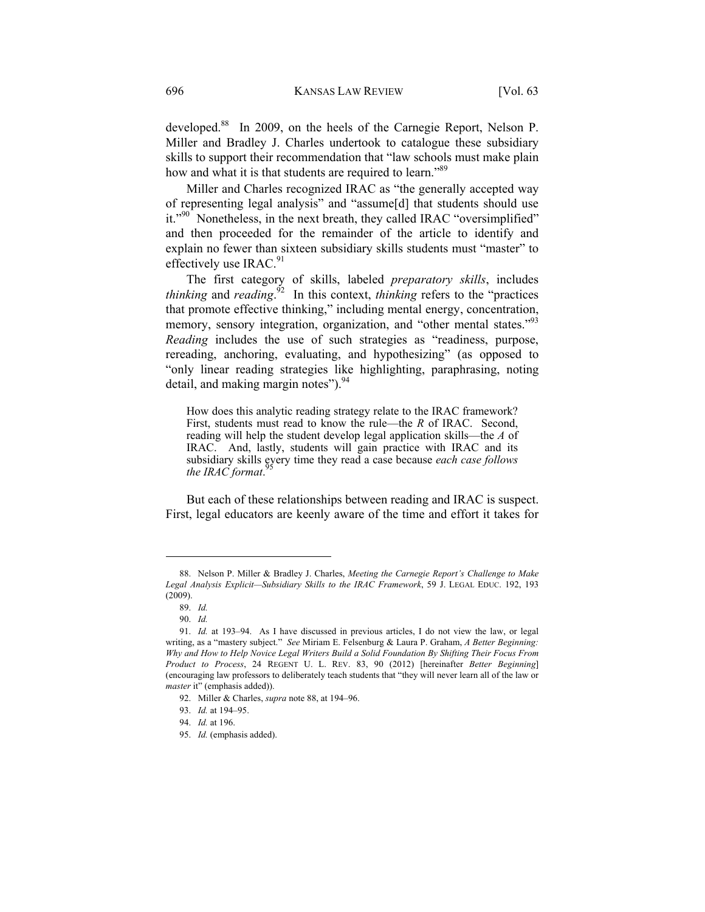developed.[88] In 2009, on the heels of the Carnegie Report, Nelson P. Miller and Bradley J. Charles undertook to catalogue these subsidiary skills to support their recommendation that "law schools must make plain how and what it is that students are required to learn."[89]

Miller and Charles recognized IRAC as "the generally accepted way of representing legal analysis" and "assume[d] that students should use it."[90] Nonetheless, in the next breath, they called IRAC "oversimplified" and then proceeded for the remainder of the article to identify and explain no fewer than sixteen subsidiary skills students must "master" to effectively use IRAC.[91]

The first category of skills, labeled *preparatory skills*, includes *thinking* and *reading*.[92] In this context, *thinking* refers to the "practices that promote effective thinking," including mental energy, concentration, memory, sensory integration, organization, and "other mental states."[93] *Reading* includes the use of such strategies as "readiness, purpose, rereading, anchoring, evaluating, and hypothesizing" (as opposed to "only linear reading strategies like highlighting, paraphrasing, noting detail, and making margin notes").[94]

> How does this analytic reading strategy relate to the IRAC framework? First, students must read to know the rule—the *R* of IRAC. Second, reading will help the student develop legal application skills—the *A* of IRAC. And, lastly, students will gain practice with IRAC and its subsidiary skills every time they read a case because *each case follows the IRAC format*.[95]

But each of these relationships between reading and IRAC is suspect. First, legal educators are keenly aware of the time and effort it takes for

---

88. Nelson P. Miller & Bradley J. Charles, *Meeting the Carnegie Report's Challenge to Make Legal Analysis Explicit—Subsidiary Skills to the IRAC Framework*, 59 J. LEGAL EDUC. 192, 193 (2009).

89. *Id.*

90. *Id.*

91. *Id.* at 193–94. As I have discussed in previous articles, I do not view the law, or legal writing, as a "mastery subject." *See* Miriam E. Felsenburg & Laura P. Graham, *A Better Beginning: Why and How to Help Novice Legal Writers Build a Solid Foundation By Shifting Their Focus From Product to Process*, 24 REGENT U. L. REV. 83, 90 (2012) [hereinafter *Better Beginning*] (encouraging law professors to deliberately teach students that "they will never learn all of the law or *master* it" (emphasis added)).

92. Miller & Charles, *supra* note 88, at 194–96.

93. *Id.* at 194–95.

94. *Id.* at 196.

95. *Id.* (emphasis added).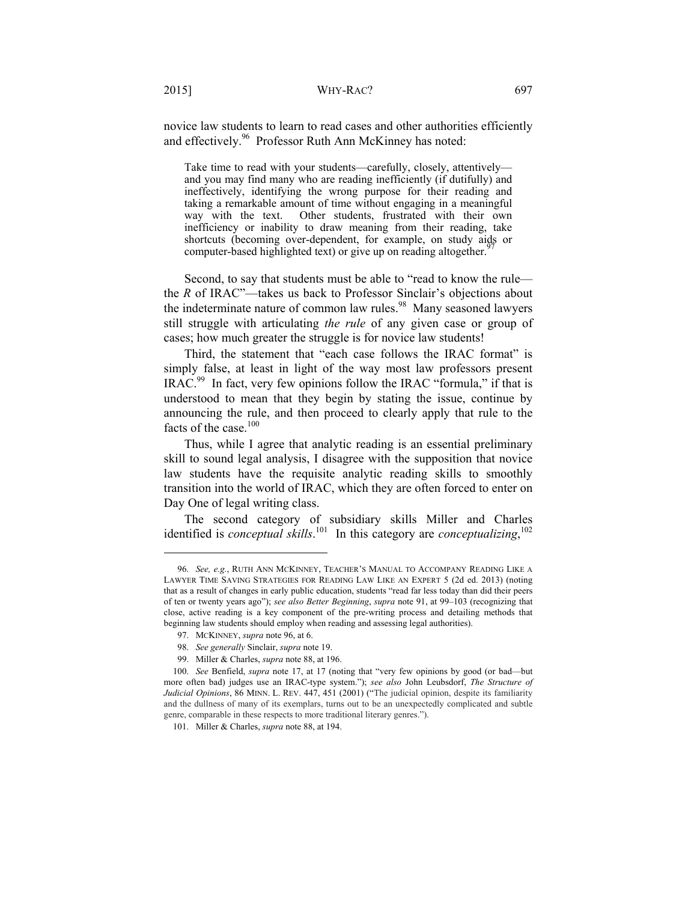novice law students to learn to read cases and other authorities efficiently and effectively.[96] Professor Ruth Ann McKinney has noted:

> Take time to read with your students—carefully, closely, attentively—and you may find many who are reading inefficiently (if dutifully) and ineffectively, identifying the wrong purpose for their reading and taking a remarkable amount of time without engaging in a meaningful way with the text. Other students, frustrated with their own inefficiency or inability to draw meaning from their reading, take shortcuts (becoming over-dependent, for example, on study aids or computer-based highlighted text) or give up on reading altogether.[97]

Second, to say that students must be able to "read to know the rule—the *R* of IRAC"—takes us back to Professor Sinclair's objections about the indeterminate nature of common law rules.[98] Many seasoned lawyers still struggle with articulating *the rule* of any given case or group of cases; how much greater the struggle is for novice law students!

Third, the statement that "each case follows the IRAC format" is simply false, at least in light of the way most law professors present IRAC.[99] In fact, very few opinions follow the IRAC "formula," if that is understood to mean that they begin by stating the issue, continue by announcing the rule, and then proceed to clearly apply that rule to the facts of the case.[100]

Thus, while I agree that analytic reading is an essential preliminary skill to sound legal analysis, I disagree with the supposition that novice law students have the requisite analytic reading skills to smoothly transition into the world of IRAC, which they are often forced to enter on Day One of legal writing class.

The second category of subsidiary skills Miller and Charles identified is *conceptual skills*.[101] In this category are *conceptualizing*,[102]

---

96. *See, e.g.*, RUTH ANN MCKINNEY, TEACHER'S MANUAL TO ACCOMPANY READING LIKE A LAWYER TIME SAVING STRATEGIES FOR READING LAW LIKE AN EXPERT 5 (2d ed. 2013) (noting that as a result of changes in early public education, students "read far less today than did their peers of ten or twenty years ago"); *see also Better Beginning*, *supra* note 91, at 99–103 (recognizing that close, active reading is a key component of the pre-writing process and detailing methods that beginning law students should employ when reading and assessing legal authorities).

97. MCKINNEY, *supra* note 96, at 6.

98. *See generally* Sinclair, *supra* note 19.

99. Miller & Charles, *supra* note 88, at 196.

100. *See* Benfield, *supra* note 17, at 17 (noting that "very few opinions by good (or bad—but more often bad) judges use an IRAC-type system."); *see also* John Leubsdorf, *The Structure of Judicial Opinions*, 86 MINN. L. REV. 447, 451 (2001) ("The judicial opinion, despite its familiarity and the dullness of many of its exemplars, turns out to be an unexpectedly complicated and subtle genre, comparable in these respects to more traditional literary genres.").

101. Miller & Charles, *supra* note 88, at 194.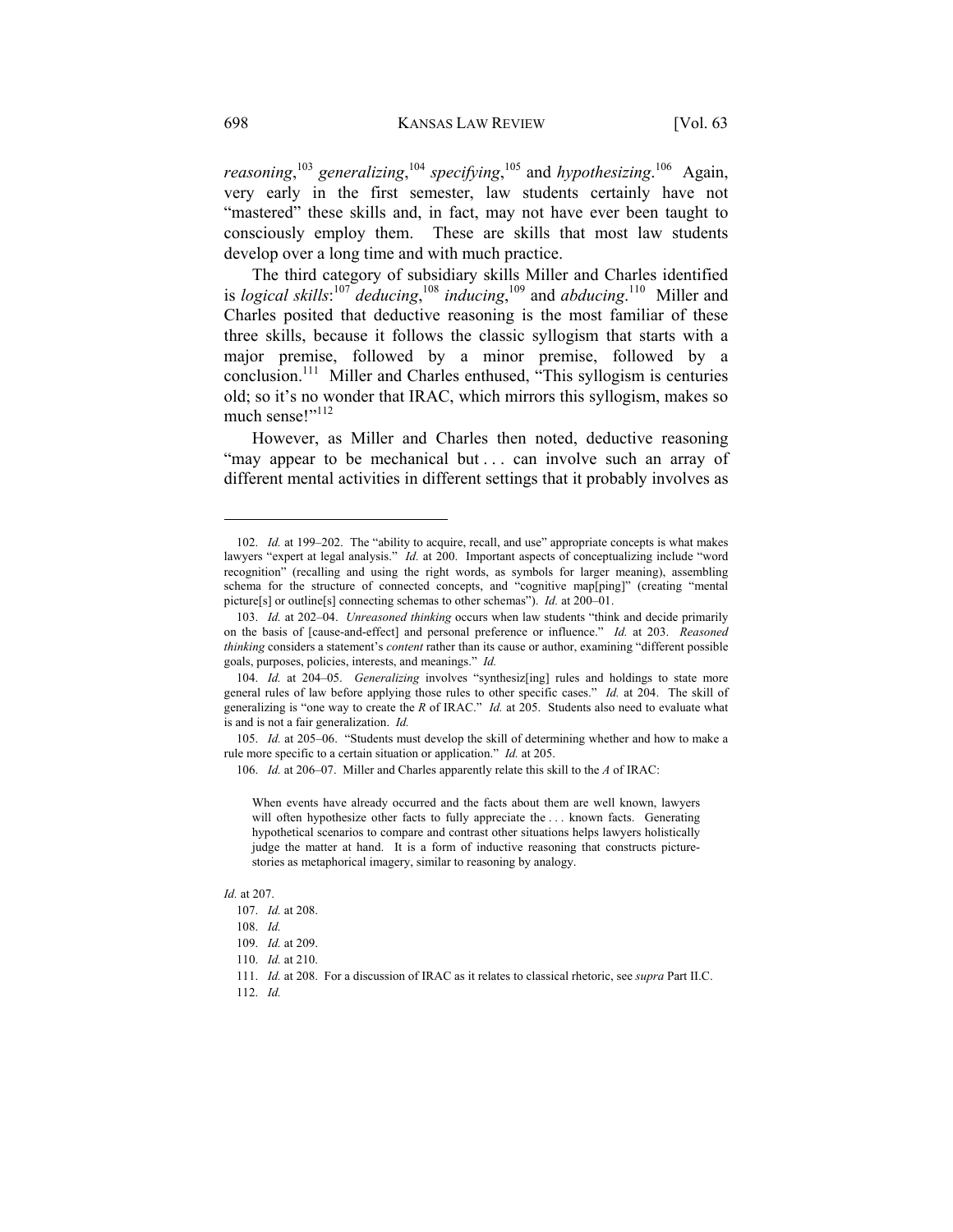*reasoning*,[103] *generalizing*,[104] *specifying*,[105] and *hypothesizing*.[106] Again, very early in the first semester, law students certainly have not "mastered" these skills and, in fact, may not have ever been taught to consciously employ them. These are skills that most law students develop over a long time and with much practice.

The third category of subsidiary skills Miller and Charles identified is *logical skills*:[107] *deducing*,[108] *inducing*,[109] and *abducing*.[110] Miller and Charles posited that deductive reasoning is the most familiar of these three skills, because it follows the classic syllogism that starts with a major premise, followed by a minor premise, followed by a conclusion.[111] Miller and Charles enthused, "This syllogism is centuries old; so it's no wonder that IRAC, which mirrors this syllogism, makes so much sense!"[112]

However, as Miller and Charles then noted, deductive reasoning "may appear to be mechanical but . . . can involve such an array of different mental activities in different settings that it probably involves as

---

102. *Id.* at 199–202. The "ability to acquire, recall, and use" appropriate concepts is what makes lawyers "expert at legal analysis." *Id.* at 200. Important aspects of conceptualizing include "word recognition" (recalling and using the right words, as symbols for larger meaning), assembling schema for the structure of connected concepts, and "cognitive map[ping]" (creating "mental picture[s] or outline[s] connecting schemas to other schemas"). *Id.* at 200–01.

103. *Id.* at 202–04. *Unreasoned thinking* occurs when law students "think and decide primarily on the basis of [cause-and-effect] and personal preference or influence." *Id.* at 203. *Reasoned thinking* considers a statement's *content* rather than its cause or author, examining "different possible goals, purposes, policies, interests, and meanings." *Id.*

104. *Id.* at 204–05. *Generalizing* involves "synthesiz[ing] rules and holdings to state more general rules of law before applying those rules to other specific cases." *Id.* at 204. The skill of generalizing is "one way to create the *R* of IRAC." *Id.* at 205. Students also need to evaluate what is and is not a fair generalization. *Id.*

105. *Id.* at 205–06. "Students must develop the skill of determining whether and how to make a rule more specific to a certain situation or application." *Id.* at 205.

106. *Id.* at 206–07. Miller and Charles apparently relate this skill to the *A* of IRAC:

> When events have already occurred and the facts about them are well known, lawyers will often hypothesize other facts to fully appreciate the . . . known facts. Generating hypothetical scenarios to compare and contrast other situations helps lawyers holistically judge the matter at hand. It is a form of inductive reasoning that constructs picture-stories as metaphorical imagery, similar to reasoning by analogy.

*Id.* at 207.

107. *Id.* at 208.

108. *Id.*

109. *Id.* at 209.

110. *Id.* at 210.

111. *Id.* at 208. For a discussion of IRAC as it relates to classical rhetoric, see *supra* Part II.C.

112. *Id.*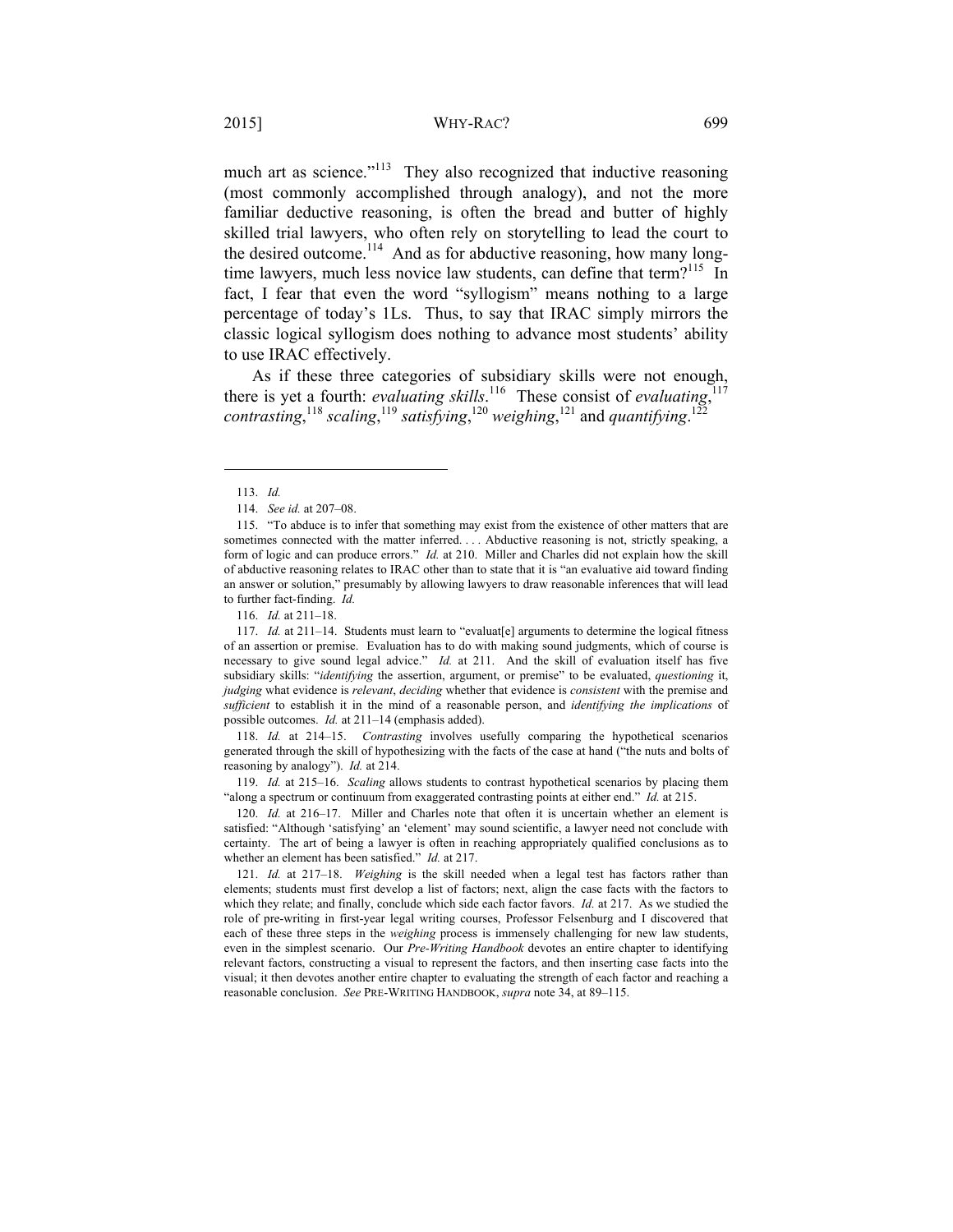much art as science."[113] They also recognized that inductive reasoning (most commonly accomplished through analogy), and not the more familiar deductive reasoning, is often the bread and butter of highly skilled trial lawyers, who often rely on storytelling to lead the court to the desired outcome.[114] And as for abductive reasoning, how many long-time lawyers, much less novice law students, can define that term?[115] In fact, I fear that even the word "syllogism" means nothing to a large percentage of today's 1Ls. Thus, to say that IRAC simply mirrors the classic logical syllogism does nothing to advance most students' ability to use IRAC effectively.

As if these three categories of subsidiary skills were not enough, there is yet a fourth: *evaluating skills*.[116] These consist of *evaluating*,[117] *contrasting*,[118] *scaling*,[119] *satisfying*,[120] *weighing*,[121] and *quantifying*.[122]

---

113. *Id.*

114. *See id.* at 207–08.

115. "To abduce is to infer that something may exist from the existence of other matters that are sometimes connected with the matter inferred. . . . Abductive reasoning is not, strictly speaking, a form of logic and can produce errors." *Id.* at 210. Miller and Charles did not explain how the skill of abductive reasoning relates to IRAC other than to state that it is "an evaluative aid toward finding an answer or solution," presumably by allowing lawyers to draw reasonable inferences that will lead to further fact-finding. *Id.*

116. *Id.* at 211–18.

117. *Id.* at 211–14. Students must learn to "evaluat[e] arguments to determine the logical fitness of an assertion or premise. Evaluation has to do with making sound judgments, which of course is necessary to give sound legal advice." *Id.* at 211. And the skill of evaluation itself has five subsidiary skills: "*identifying* the assertion, argument, or premise" to be evaluated, *questioning* it, *judging* what evidence is *relevant*, *deciding* whether that evidence is *consistent* with the premise and *sufficient* to establish it in the mind of a reasonable person, and *identifying the implications* of possible outcomes. *Id.* at 211–14 (emphasis added).

118. *Id.* at 214–15. *Contrasting* involves usefully comparing the hypothetical scenarios generated through the skill of hypothesizing with the facts of the case at hand ("the nuts and bolts of reasoning by analogy"). *Id.* at 214.

119. *Id.* at 215–16. *Scaling* allows students to contrast hypothetical scenarios by placing them "along a spectrum or continuum from exaggerated contrasting points at either end." *Id.* at 215.

120. *Id.* at 216–17. Miller and Charles note that often it is uncertain whether an element is satisfied: "Although 'satisfying' an 'element' may sound scientific, a lawyer need not conclude with certainty. The art of being a lawyer is often in reaching appropriately qualified conclusions as to whether an element has been satisfied." *Id.* at 217.

121. *Id.* at 217–18. *Weighing* is the skill needed when a legal test has factors rather than elements; students must first develop a list of factors; next, align the case facts with the factors to which they relate; and finally, conclude which side each factor favors. *Id.* at 217. As we studied the role of pre-writing in first-year legal writing courses, Professor Felsenburg and I discovered that each of these three steps in the *weighing* process is immensely challenging for new law students, even in the simplest scenario. Our *Pre-Writing Handbook* devotes an entire chapter to identifying relevant factors, constructing a visual to represent the factors, and then inserting case facts into the visual; it then devotes another entire chapter to evaluating the strength of each factor and reaching a reasonable conclusion. *See* PRE-WRITING HANDBOOK, *supra* note 34, at 89–115.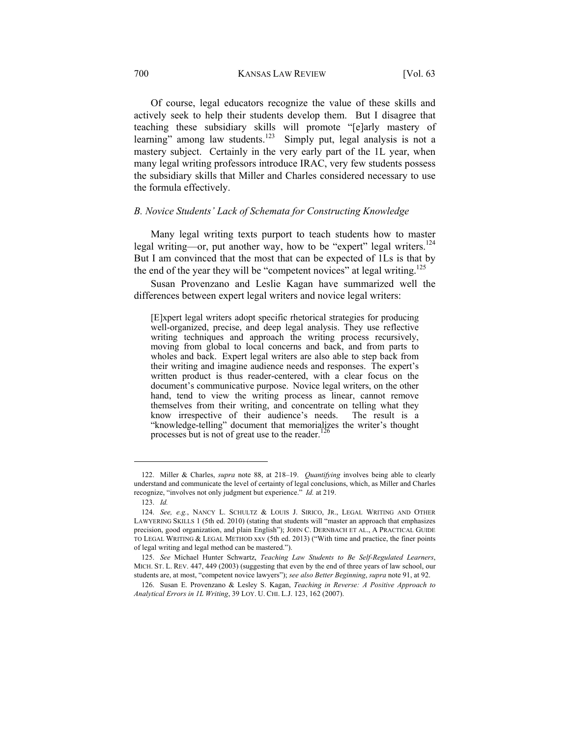Of course, legal educators recognize the value of these skills and actively seek to help their students develop them. But I disagree that teaching these subsidiary skills will promote "[e]arly mastery of learning" among law students.[123] Simply put, legal analysis is not a mastery subject. Certainly in the very early part of the 1L year, when many legal writing professors introduce IRAC, very few students possess the subsidiary skills that Miller and Charles considered necessary to use the formula effectively.

### *B. Novice Students' Lack of Schemata for Constructing Knowledge*

Many legal writing texts purport to teach students how to master legal writing—or, put another way, how to be "expert" legal writers.[124] But I am convinced that the most that can be expected of 1Ls is that by the end of the year they will be "competent novices" at legal writing.[125]

Susan Provenzano and Leslie Kagan have summarized well the differences between expert legal writers and novice legal writers:

> [E]xpert legal writers adopt specific rhetorical strategies for producing well-organized, precise, and deep legal analysis. They use reflective writing techniques and approach the writing process recursively, moving from global to local concerns and back, and from parts to wholes and back. Expert legal writers are also able to step back from their writing and imagine audience needs and responses. The expert's written product is thus reader-centered, with a clear focus on the document's communicative purpose. Novice legal writers, on the other hand, tend to view the writing process as linear, cannot remove themselves from their writing, and concentrate on telling what they know irrespective of their audience's needs. The result is a "knowledge-telling" document that memorializes the writer's thought processes but is not of great use to the reader.[126]

---

122. Miller & Charles, *supra* note 88, at 218–19. *Quantifying* involves being able to clearly understand and communicate the level of certainty of legal conclusions, which, as Miller and Charles recognize, "involves not only judgment but experience." *Id.* at 219.

123. *Id.*

124. *See, e.g.*, NANCY L. SCHULTZ & LOUIS J. SIRICO, JR., LEGAL WRITING AND OTHER LAWYERING SKILLS 1 (5th ed. 2010) (stating that students will "master an approach that emphasizes precision, good organization, and plain English"); JOHN C. DERNBACH ET AL., A PRACTICAL GUIDE TO LEGAL WRITING & LEGAL METHOD xxv (5th ed. 2013) ("With time and practice, the finer points of legal writing and legal method can be mastered.").

125. *See* Michael Hunter Schwartz, *Teaching Law Students to Be Self-Regulated Learners*, MICH. ST. L. REV. 447, 449 (2003) (suggesting that even by the end of three years of law school, our students are, at most, "competent novice lawyers"); *see also Better Beginning*, *supra* note 91, at 92.

126. Susan E. Provenzano & Lesley S. Kagan, *Teaching in Reverse: A Positive Approach to Analytical Errors in 1L Writing*, 39 LOY. U. CHI. L.J. 123, 162 (2007).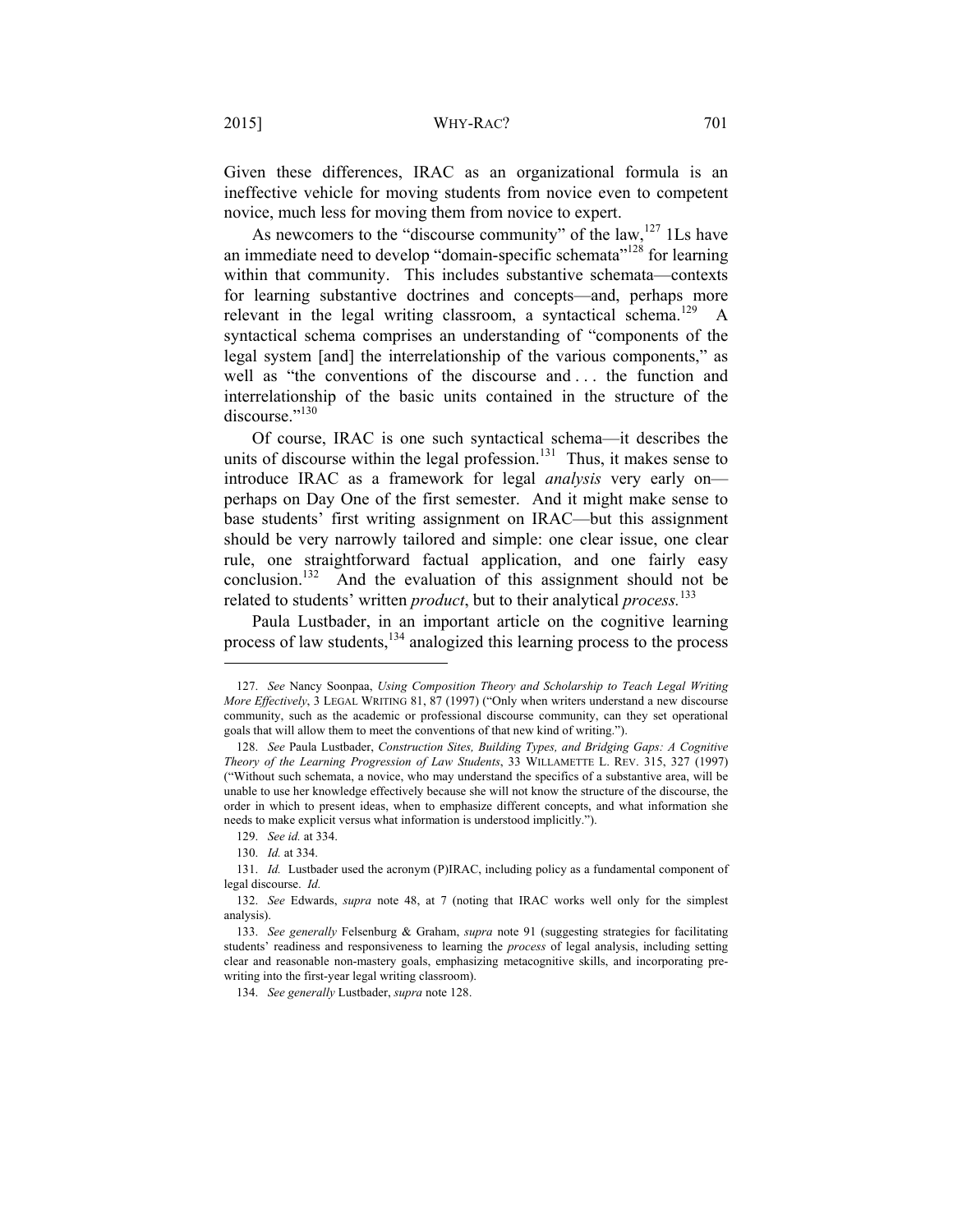Given these differences, IRAC as an organizational formula is an ineffective vehicle for moving students from novice even to competent novice, much less for moving them from novice to expert.

As newcomers to the "discourse community" of the law,[127] 1Ls have an immediate need to develop "domain-specific schemata"[128] for learning within that community. This includes substantive schemata—contexts for learning substantive doctrines and concepts—and, perhaps more relevant in the legal writing classroom, a syntactical schema.[129] A syntactical schema comprises an understanding of "components of the legal system [and] the interrelationship of the various components," as well as "the conventions of the discourse and . . . the function and interrelationship of the basic units contained in the structure of the discourse."[130]

Of course, IRAC is one such syntactical schema—it describes the units of discourse within the legal profession.[131] Thus, it makes sense to introduce IRAC as a framework for legal *analysis* very early on—perhaps on Day One of the first semester. And it might make sense to base students' first writing assignment on IRAC—but this assignment should be very narrowly tailored and simple: one clear issue, one clear rule, one straightforward factual application, and one fairly easy conclusion.[132] And the evaluation of this assignment should not be related to students' written *product*, but to their analytical *process.*[133]

Paula Lustbader, in an important article on the cognitive learning process of law students,[134] analogized this learning process to the process

---

127. *See* Nancy Soonpaa, *Using Composition Theory and Scholarship to Teach Legal Writing More Effectively*, 3 LEGAL WRITING 81, 87 (1997) ("Only when writers understand a new discourse community, such as the academic or professional discourse community, can they set operational goals that will allow them to meet the conventions of that new kind of writing.").

128. *See* Paula Lustbader, *Construction Sites, Building Types, and Bridging Gaps: A Cognitive Theory of the Learning Progression of Law Students*, 33 WILLAMETTE L. REV. 315, 327 (1997) ("Without such schemata, a novice, who may understand the specifics of a substantive area, will be unable to use her knowledge effectively because she will not know the structure of the discourse, the order in which to present ideas, when to emphasize different concepts, and what information she needs to make explicit versus what information is understood implicitly.").

129. *See id.* at 334.

130. *Id.* at 334.

131. *Id.* Lustbader used the acronym (P)IRAC, including policy as a fundamental component of legal discourse. *Id.*

132. *See* Edwards, *supra* note 48, at 7 (noting that IRAC works well only for the simplest analysis).

133. *See generally* Felsenburg & Graham, *supra* note 91 (suggesting strategies for facilitating students' readiness and responsiveness to learning the *process* of legal analysis, including setting clear and reasonable non-mastery goals, emphasizing metacognitive skills, and incorporating pre-writing into the first-year legal writing classroom).

134. *See generally* Lustbader, *supra* note 128.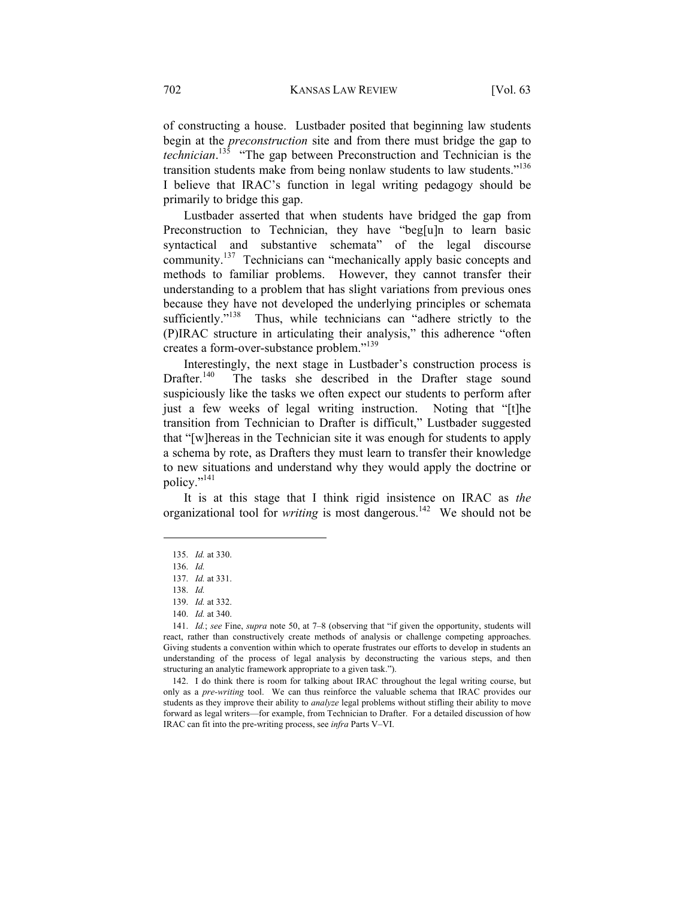of constructing a house. Lustbader posited that beginning law students begin at the *preconstruction* site and from there must bridge the gap to *technician*.[135] "The gap between Preconstruction and Technician is the transition students make from being nonlaw students to law students."[136] I believe that IRAC's function in legal writing pedagogy should be primarily to bridge this gap.

Lustbader asserted that when students have bridged the gap from Preconstruction to Technician, they have "beg[u]n to learn basic syntactical and substantive schemata" of the legal discourse community.[137] Technicians can "mechanically apply basic concepts and methods to familiar problems. However, they cannot transfer their understanding to a problem that has slight variations from previous ones because they have not developed the underlying principles or schemata sufficiently."[138] Thus, while technicians can "adhere strictly to the (P)IRAC structure in articulating their analysis," this adherence "often creates a form-over-substance problem."[139]

Interestingly, the next stage in Lustbader's construction process is Drafter.[140] The tasks she described in the Drafter stage sound suspiciously like the tasks we often expect our students to perform after just a few weeks of legal writing instruction. Noting that "[t]he transition from Technician to Drafter is difficult," Lustbader suggested that "[w]hereas in the Technician site it was enough for students to apply a schema by rote, as Drafters they must learn to transfer their knowledge to new situations and understand why they would apply the doctrine or policy."[141]

It is at this stage that I think rigid insistence on IRAC as *the* organizational tool for *writing* is most dangerous.[142] We should not be

---

135. *Id.* at 330.

136. *Id.*

137. *Id.* at 331.

138. *Id.*

139. *Id.* at 332.

140. *Id.* at 340.

141. *Id.*; *see* Fine, *supra* note 50, at 7–8 (observing that "if given the opportunity, students will react, rather than constructively create methods of analysis or challenge competing approaches. Giving students a convention within which to operate frustrates our efforts to develop in students an understanding of the process of legal analysis by deconstructing the various steps, and then structuring an analytic framework appropriate to a given task.").

142. I do think there is room for talking about IRAC throughout the legal writing course, but only as a *pre-writing* tool. We can thus reinforce the valuable schema that IRAC provides our students as they improve their ability to *analyze* legal problems without stifling their ability to move forward as legal writers—for example, from Technician to Drafter. For a detailed discussion of how IRAC can fit into the pre-writing process, see *infra* Parts V–VI.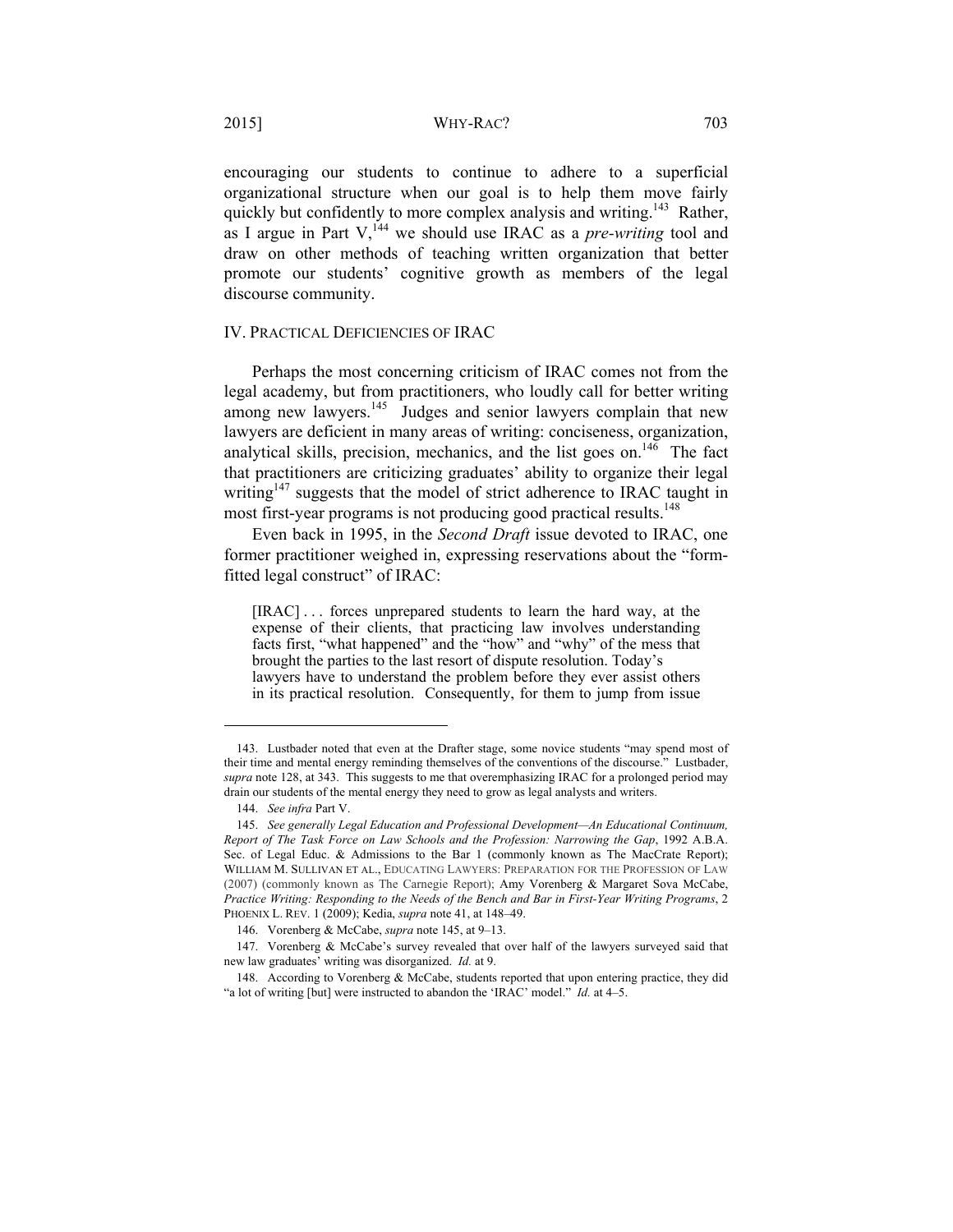encouraging our students to continue to adhere to a superficial organizational structure when our goal is to help them move fairly quickly but confidently to more complex analysis and writing.[143] Rather, as I argue in Part V,[144] we should use IRAC as a *pre-writing* tool and draw on other methods of teaching written organization that better promote our students' cognitive growth as members of the legal discourse community.

## IV. Practical Deficiencies of IRAC

Perhaps the most concerning criticism of IRAC comes not from the legal academy, but from practitioners, who loudly call for better writing among new lawyers.[145] Judges and senior lawyers complain that new lawyers are deficient in many areas of writing: conciseness, organization, analytical skills, precision, mechanics, and the list goes on.[146] The fact that practitioners are criticizing graduates' ability to organize their legal writing[147] suggests that the model of strict adherence to IRAC taught in most first-year programs is not producing good practical results.[148]

Even back in 1995, in the *Second Draft* issue devoted to IRAC, one former practitioner weighed in, expressing reservations about the "form-fitted legal construct" of IRAC:

> [IRAC] . . . forces unprepared students to learn the hard way, at the expense of their clients, that practicing law involves understanding facts first, "what happened" and the "how" and "why" of the mess that brought the parties to the last resort of dispute resolution. Today's lawyers have to understand the problem before they ever assist others in its practical resolution. Consequently, for them to jump from issue

---

143. Lustbader noted that even at the Drafter stage, some novice students "may spend most of their time and mental energy reminding themselves of the conventions of the discourse." Lustbader, *supra* note 128, at 343. This suggests to me that overemphasizing IRAC for a prolonged period may drain our students of the mental energy they need to grow as legal analysts and writers.

144. *See infra* Part V.

145. *See generally Legal Education and Professional Development—An Educational Continuum, Report of The Task Force on Law Schools and the Profession: Narrowing the Gap*, 1992 A.B.A. Sec. of Legal Educ. & Admissions to the Bar 1 (commonly known as The MacCrate Report); WILLIAM M. SULLIVAN ET AL., EDUCATING LAWYERS: PREPARATION FOR THE PROFESSION OF LAW (2007) (commonly known as The Carnegie Report); Amy Vorenberg & Margaret Sova McCabe, *Practice Writing: Responding to the Needs of the Bench and Bar in First-Year Writing Programs*, 2 PHOENIX L. REV. 1 (2009); Kedia, *supra* note 41, at 148–49.

146. Vorenberg & McCabe, *supra* note 145, at 9–13.

147. Vorenberg & McCabe's survey revealed that over half of the lawyers surveyed said that new law graduates' writing was disorganized. *Id.* at 9.

148. According to Vorenberg & McCabe, students reported that upon entering practice, they did "a lot of writing [but] were instructed to abandon the 'IRAC' model." *Id.* at 4–5.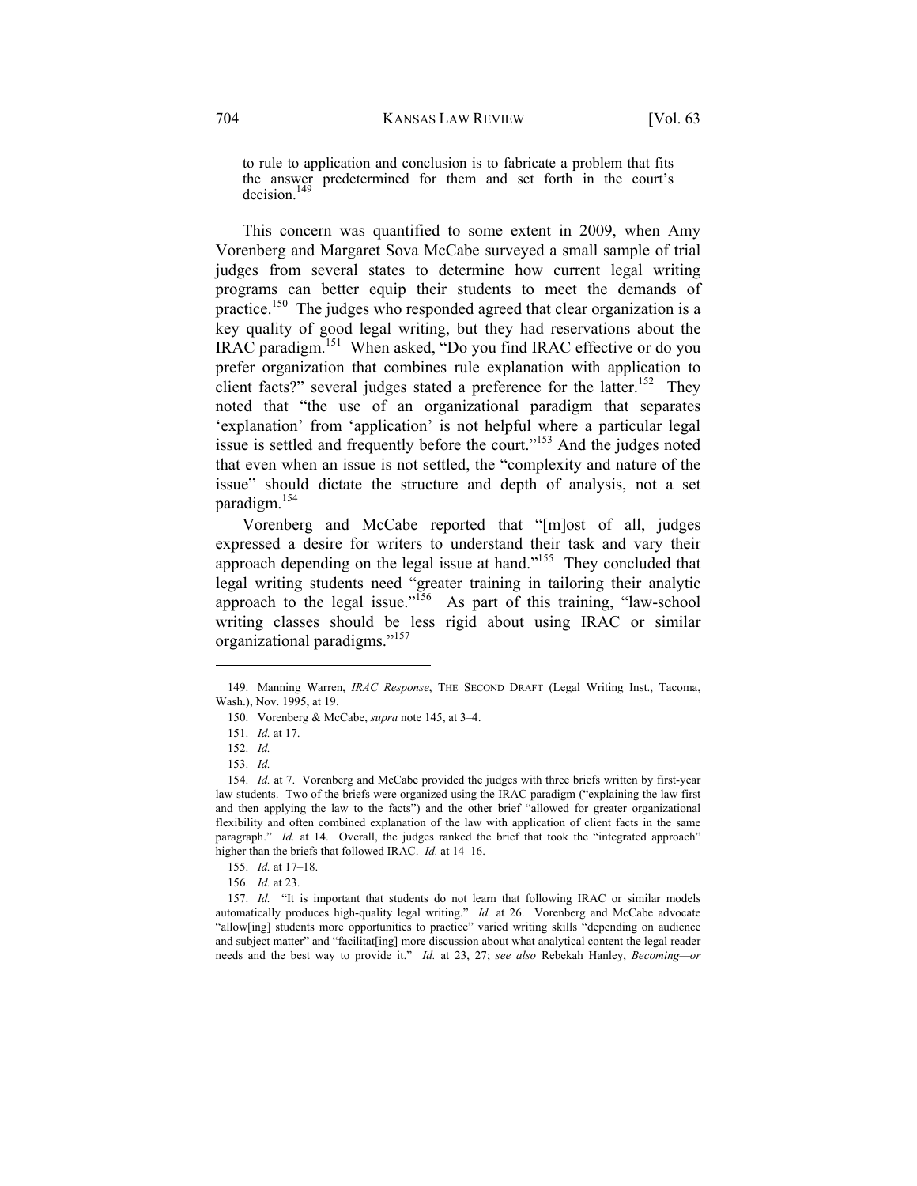> to rule to application and conclusion is to fabricate a problem that fits the answer predetermined for them and set forth in the court's decision.[149]

This concern was quantified to some extent in 2009, when Amy Vorenberg and Margaret Sova McCabe surveyed a small sample of trial judges from several states to determine how current legal writing programs can better equip their students to meet the demands of practice.[150] The judges who responded agreed that clear organization is a key quality of good legal writing, but they had reservations about the IRAC paradigm.[151] When asked, "Do you find IRAC effective or do you prefer organization that combines rule explanation with application to client facts?" several judges stated a preference for the latter.[152] They noted that "the use of an organizational paradigm that separates 'explanation' from 'application' is not helpful where a particular legal issue is settled and frequently before the court."[153] And the judges noted that even when an issue is not settled, the "complexity and nature of the issue" should dictate the structure and depth of analysis, not a set paradigm.[154]

Vorenberg and McCabe reported that "[m]ost of all, judges expressed a desire for writers to understand their task and vary their approach depending on the legal issue at hand."[155] They concluded that legal writing students need "greater training in tailoring their analytic approach to the legal issue."[156] As part of this training, "law-school writing classes should be less rigid about using IRAC or similar organizational paradigms."[157]

---

149. Manning Warren, *IRAC Response*, THE SECOND DRAFT (Legal Writing Inst., Tacoma, Wash.), Nov. 1995, at 19.

150. Vorenberg & McCabe, *supra* note 145, at 3–4.

151. *Id.* at 17.

152. *Id.*

153. *Id.*

154. *Id.* at 7. Vorenberg and McCabe provided the judges with three briefs written by first-year law students. Two of the briefs were organized using the IRAC paradigm ("explaining the law first and then applying the law to the facts") and the other brief "allowed for greater organizational flexibility and often combined explanation of the law with application of client facts in the same paragraph." *Id.* at 14. Overall, the judges ranked the brief that took the "integrated approach" higher than the briefs that followed IRAC. *Id.* at 14–16.

155. *Id.* at 17–18.

156. *Id.* at 23.

157. *Id.* "It is important that students do not learn that following IRAC or similar models automatically produces high-quality legal writing." *Id.* at 26. Vorenberg and McCabe advocate "allow[ing] students more opportunities to practice" varied writing skills "depending on audience and subject matter" and "facilitat[ing] more discussion about what analytical content the legal reader needs and the best way to provide it." *Id.* at 23, 27; *see also* Rebekah Hanley, *Becoming—or*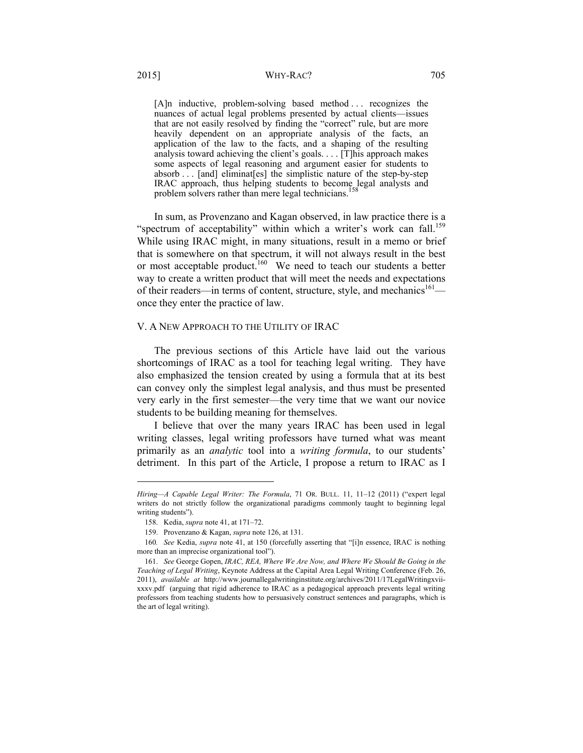> [A]n inductive, problem-solving based method . . . recognizes the nuances of actual legal problems presented by actual clients—issues that are not easily resolved by finding the "correct" rule, but are more heavily dependent on an appropriate analysis of the facts, an application of the law to the facts, and a shaping of the resulting analysis toward achieving the client's goals. . . . [T]his approach makes some aspects of legal reasoning and argument easier for students to absorb . . . [and] eliminat[es] the simplistic nature of the step-by-step IRAC approach, thus helping students to become legal analysts and problem solvers rather than mere legal technicians.[158]

In sum, as Provenzano and Kagan observed, in law practice there is a "spectrum of acceptability" within which a writer's work can fall.[159] While using IRAC might, in many situations, result in a memo or brief that is somewhere on that spectrum, it will not always result in the best or most acceptable product.[160] We need to teach our students a better way to create a written product that will meet the needs and expectations of their readers—in terms of content, structure, style, and mechanics[161]—once they enter the practice of law.

## V. A New Approach to the Utility of IRAC

The previous sections of this Article have laid out the various shortcomings of IRAC as a tool for teaching legal writing. They have also emphasized the tension created by using a formula that at its best can convey only the simplest legal analysis, and thus must be presented very early in the first semester—the very time that we want our novice students to be building meaning for themselves.

I believe that over the many years IRAC has been used in legal writing classes, legal writing professors have turned what was meant primarily as an *analytic* tool into a *writing formula*, to our students' detriment. In this part of the Article, I propose a return to IRAC as I

---

*Hiring—A Capable Legal Writer: The Formula*, 71 OR. BULL. 11, 11–12 (2011) ("expert legal writers do not strictly follow the organizational paradigms commonly taught to beginning legal writing students").

158. Kedia, *supra* note 41, at 171–72.

159. Provenzano & Kagan, *supra* note 126, at 131.

160. *See* Kedia, *supra* note 41, at 150 (forcefully asserting that "[i]n essence, IRAC is nothing more than an imprecise organizational tool").

161. *See* George Gopen, *IRAC, REA, Where We Are Now, and Where We Should Be Going in the Teaching of Legal Writing*, Keynote Address at the Capital Area Legal Writing Conference (Feb. 26, 2011), *available at* http://www.journallegalwritinginstitute.org/archives/2011/17LegalWritingxvii-xxxv.pdf (arguing that rigid adherence to IRAC as a pedagogical approach prevents legal writing professors from teaching students how to persuasively construct sentences and paragraphs, which is the art of legal writing).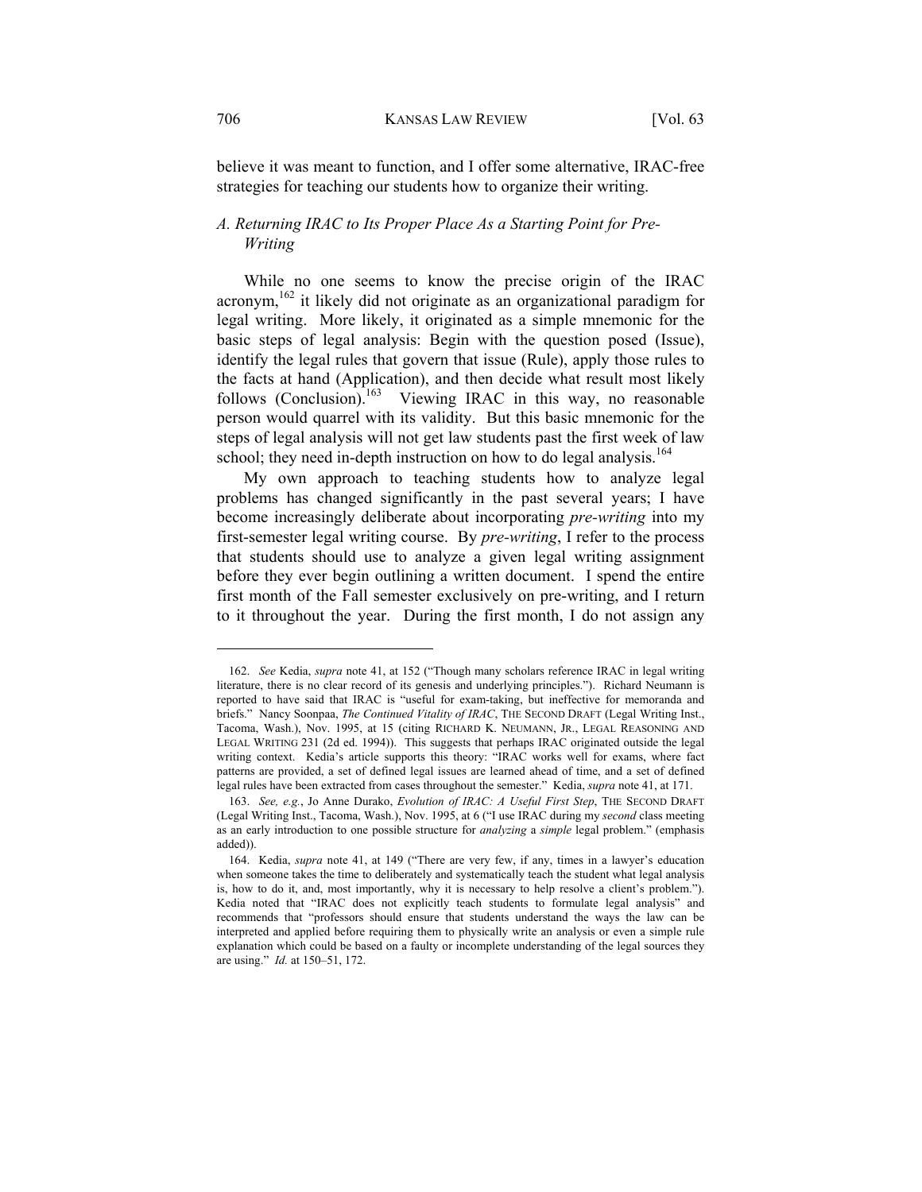believe it was meant to function, and I offer some alternative, IRAC-free strategies for teaching our students how to organize their writing.

### *A. Returning IRAC to Its Proper Place As a Starting Point for Pre-Writing*

While no one seems to know the precise origin of the IRAC acronym,[162] it likely did not originate as an organizational paradigm for legal writing. More likely, it originated as a simple mnemonic for the basic steps of legal analysis: Begin with the question posed (Issue), identify the legal rules that govern that issue (Rule), apply those rules to the facts at hand (Application), and then decide what result most likely follows (Conclusion).[163] Viewing IRAC in this way, no reasonable person would quarrel with its validity. But this basic mnemonic for the steps of legal analysis will not get law students past the first week of law school; they need in-depth instruction on how to do legal analysis.[164]

My own approach to teaching students how to analyze legal problems has changed significantly in the past several years; I have become increasingly deliberate about incorporating *pre-writing* into my first-semester legal writing course. By *pre-writing*, I refer to the process that students should use to analyze a given legal writing assignment before they ever begin outlining a written document. I spend the entire first month of the Fall semester exclusively on pre-writing, and I return to it throughout the year. During the first month, I do not assign any

---

162. *See* Kedia, *supra* note 41, at 152 ("Though many scholars reference IRAC in legal writing literature, there is no clear record of its genesis and underlying principles."). Richard Neumann is reported to have said that IRAC is "useful for exam-taking, but ineffective for memoranda and briefs." Nancy Soonpaa, *The Continued Vitality of IRAC*, THE SECOND DRAFT (Legal Writing Inst., Tacoma, Wash.), Nov. 1995, at 15 (citing RICHARD K. NEUMANN, JR., LEGAL REASONING AND LEGAL WRITING 231 (2d ed. 1994)). This suggests that perhaps IRAC originated outside the legal writing context. Kedia's article supports this theory: "IRAC works well for exams, where fact patterns are provided, a set of defined legal issues are learned ahead of time, and a set of defined legal rules have been extracted from cases throughout the semester." Kedia, *supra* note 41, at 171.

163. *See, e.g.*, Jo Anne Durako, *Evolution of IRAC: A Useful First Step*, THE SECOND DRAFT (Legal Writing Inst., Tacoma, Wash.), Nov. 1995, at 6 ("I use IRAC during my *second* class meeting as an early introduction to one possible structure for *analyzing* a *simple* legal problem." (emphasis added)).

164. Kedia, *supra* note 41, at 149 ("There are very few, if any, times in a lawyer's education when someone takes the time to deliberately and systematically teach the student what legal analysis is, how to do it, and, most importantly, why it is necessary to help resolve a client's problem."). Kedia noted that "IRAC does not explicitly teach students to formulate legal analysis" and recommends that "professors should ensure that students understand the ways the law can be interpreted and applied before requiring them to physically write an analysis or even a simple rule explanation which could be based on a faulty or incomplete understanding of the legal sources they are using." *Id.* at 150–51, 172.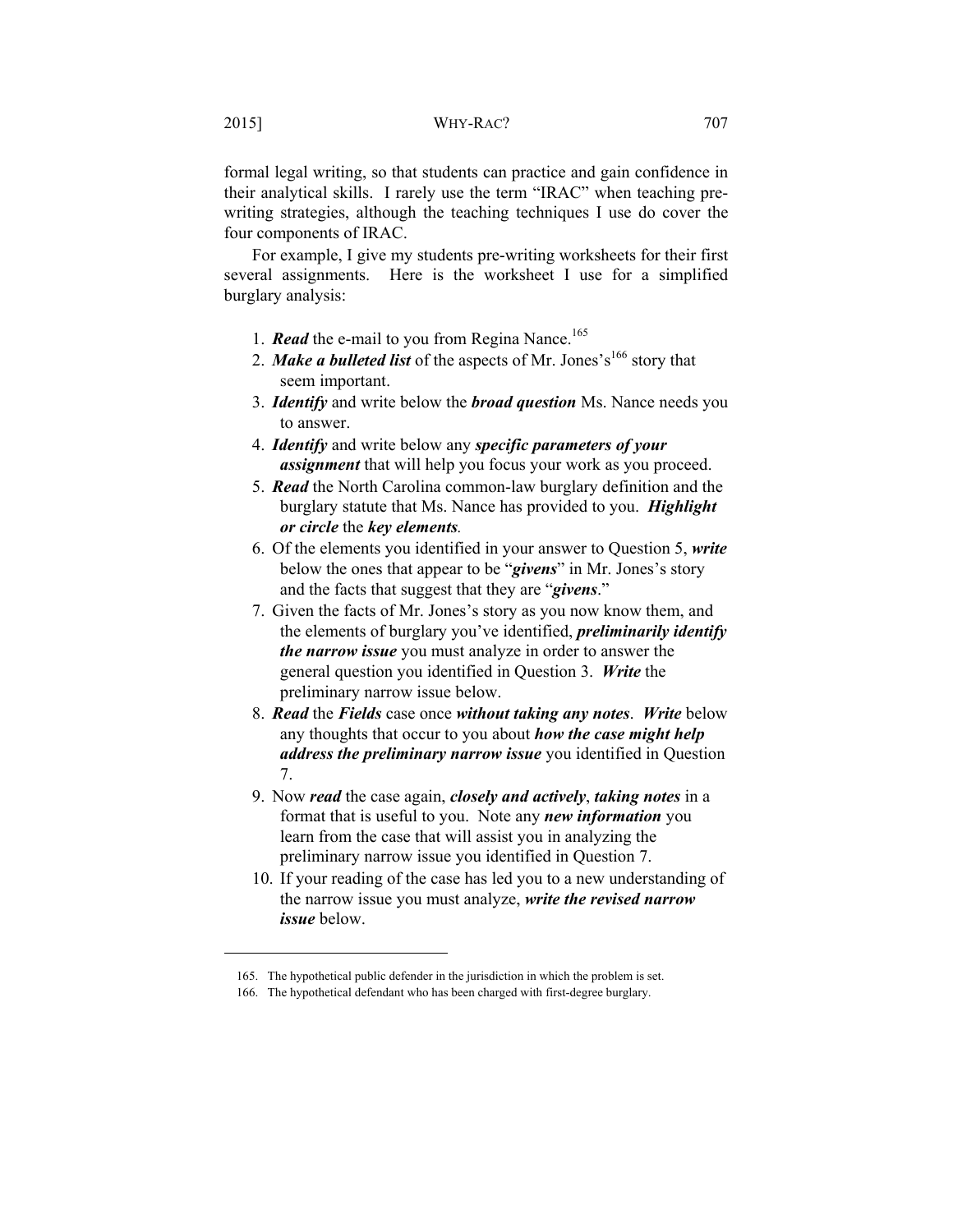formal legal writing, so that students can practice and gain confidence in their analytical skills. I rarely use the term "IRAC" when teaching pre-writing strategies, although the teaching techniques I use do cover the four components of IRAC.

For example, I give my students pre-writing worksheets for their first several assignments. Here is the worksheet I use for a simplified burglary analysis:

1. ***Read*** the e-mail to you from Regina Nance.[165]
2. ***Make a bulleted list*** of the aspects of Mr. Jones's[166] story that seem important.
3. ***Identify*** and write below the ***broad question*** Ms. Nance needs you to answer.
4. ***Identify*** and write below any ***specific parameters of your assignment*** that will help you focus your work as you proceed.
5. ***Read*** the North Carolina common-law burglary definition and the burglary statute that Ms. Nance has provided to you. ***Highlight or circle*** the ***key elements***.
6. Of the elements you identified in your answer to Question 5, ***write*** below the ones that appear to be "***givens***" in Mr. Jones's story and the facts that suggest that they are "***givens***."
7. Given the facts of Mr. Jones's story as you now know them, and the elements of burglary you've identified, ***preliminarily identify the narrow issue*** you must analyze in order to answer the general question you identified in Question 3. ***Write*** the preliminary narrow issue below.
8. ***Read*** the ***Fields*** case once ***without taking any notes***. ***Write*** below any thoughts that occur to you about ***how the case might help address the preliminary narrow issue*** you identified in Question 7.
9. Now ***read*** the case again, ***closely and actively***, ***taking notes*** in a format that is useful to you. Note any ***new information*** you learn from the case that will assist you in analyzing the preliminary narrow issue you identified in Question 7.
10. If your reading of the case has led you to a new understanding of the narrow issue you must analyze, ***write the revised narrow issue*** below.

---

165. The hypothetical public defender in the jurisdiction in which the problem is set.

166. The hypothetical defendant who has been charged with first-degree burglary.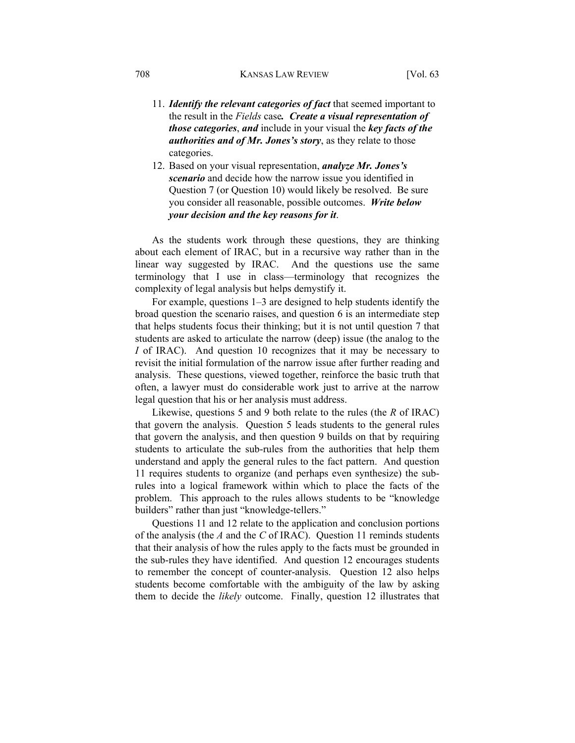11. ***Identify the relevant categories of fact*** that seemed important to the result in the *Fields* case***.*** ***Create a visual representation of those categories***, ***and*** include in your visual the ***key facts of the authorities and of Mr. Jones's story***, as they relate to those categories.
12. Based on your visual representation, ***analyze Mr. Jones's scenario*** and decide how the narrow issue you identified in Question 7 (or Question 10) would likely be resolved. Be sure you consider all reasonable, possible outcomes. ***Write below your decision and the key reasons for it***.

As the students work through these questions, they are thinking about each element of IRAC, but in a recursive way rather than in the linear way suggested by IRAC. And the questions use the same terminology that I use in class—terminology that recognizes the complexity of legal analysis but helps demystify it.

For example, questions 1–3 are designed to help students identify the broad question the scenario raises, and question 6 is an intermediate step that helps students focus their thinking; but it is not until question 7 that students are asked to articulate the narrow (deep) issue (the analog to the *I* of IRAC). And question 10 recognizes that it may be necessary to revisit the initial formulation of the narrow issue after further reading and analysis. These questions, viewed together, reinforce the basic truth that often, a lawyer must do considerable work just to arrive at the narrow legal question that his or her analysis must address.

Likewise, questions 5 and 9 both relate to the rules (the *R* of IRAC) that govern the analysis. Question 5 leads students to the general rules that govern the analysis, and then question 9 builds on that by requiring students to articulate the sub-rules from the authorities that help them understand and apply the general rules to the fact pattern. And question 11 requires students to organize (and perhaps even synthesize) the sub-rules into a logical framework within which to place the facts of the problem. This approach to the rules allows students to be "knowledge builders" rather than just "knowledge-tellers."

Questions 11 and 12 relate to the application and conclusion portions of the analysis (the *A* and the *C* of IRAC). Question 11 reminds students that their analysis of how the rules apply to the facts must be grounded in the sub-rules they have identified. And question 12 encourages students to remember the concept of counter-analysis. Question 12 also helps students become comfortable with the ambiguity of the law by asking them to decide the *likely* outcome. Finally, question 12 illustrates that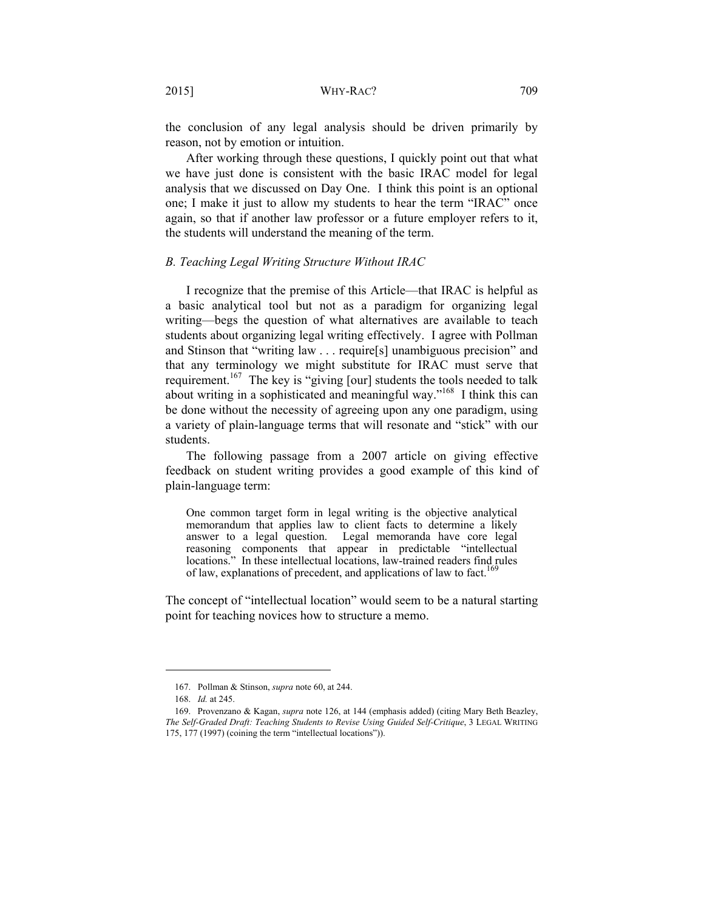the conclusion of any legal analysis should be driven primarily by reason, not by emotion or intuition.

After working through these questions, I quickly point out that what we have just done is consistent with the basic IRAC model for legal analysis that we discussed on Day One. I think this point is an optional one; I make it just to allow my students to hear the term "IRAC" once again, so that if another law professor or a future employer refers to it, the students will understand the meaning of the term.

### *B. Teaching Legal Writing Structure Without IRAC*

I recognize that the premise of this Article—that IRAC is helpful as a basic analytical tool but not as a paradigm for organizing legal writing—begs the question of what alternatives are available to teach students about organizing legal writing effectively. I agree with Pollman and Stinson that "writing law . . . require[s] unambiguous precision" and that any terminology we might substitute for IRAC must serve that requirement.[167] The key is "giving [our] students the tools needed to talk about writing in a sophisticated and meaningful way."[168] I think this can be done without the necessity of agreeing upon any one paradigm, using a variety of plain-language terms that will resonate and "stick" with our students.

The following passage from a 2007 article on giving effective feedback on student writing provides a good example of this kind of plain-language term:

> One common target form in legal writing is the objective analytical memorandum that applies law to client facts to determine a likely answer to a legal question. Legal memoranda have core legal reasoning components that appear in predictable "intellectual locations." In these intellectual locations, law-trained readers find rules of law, explanations of precedent, and applications of law to fact.[169]

The concept of "intellectual location" would seem to be a natural starting point for teaching novices how to structure a memo.

---

167. Pollman & Stinson, *supra* note 60, at 244.

168. *Id.* at 245.

169. Provenzano & Kagan, *supra* note 126, at 144 (emphasis added) (citing Mary Beth Beazley, *The Self-Graded Draft: Teaching Students to Revise Using Guided Self-Critique*, 3 LEGAL WRITING 175, 177 (1997) (coining the term "intellectual locations")).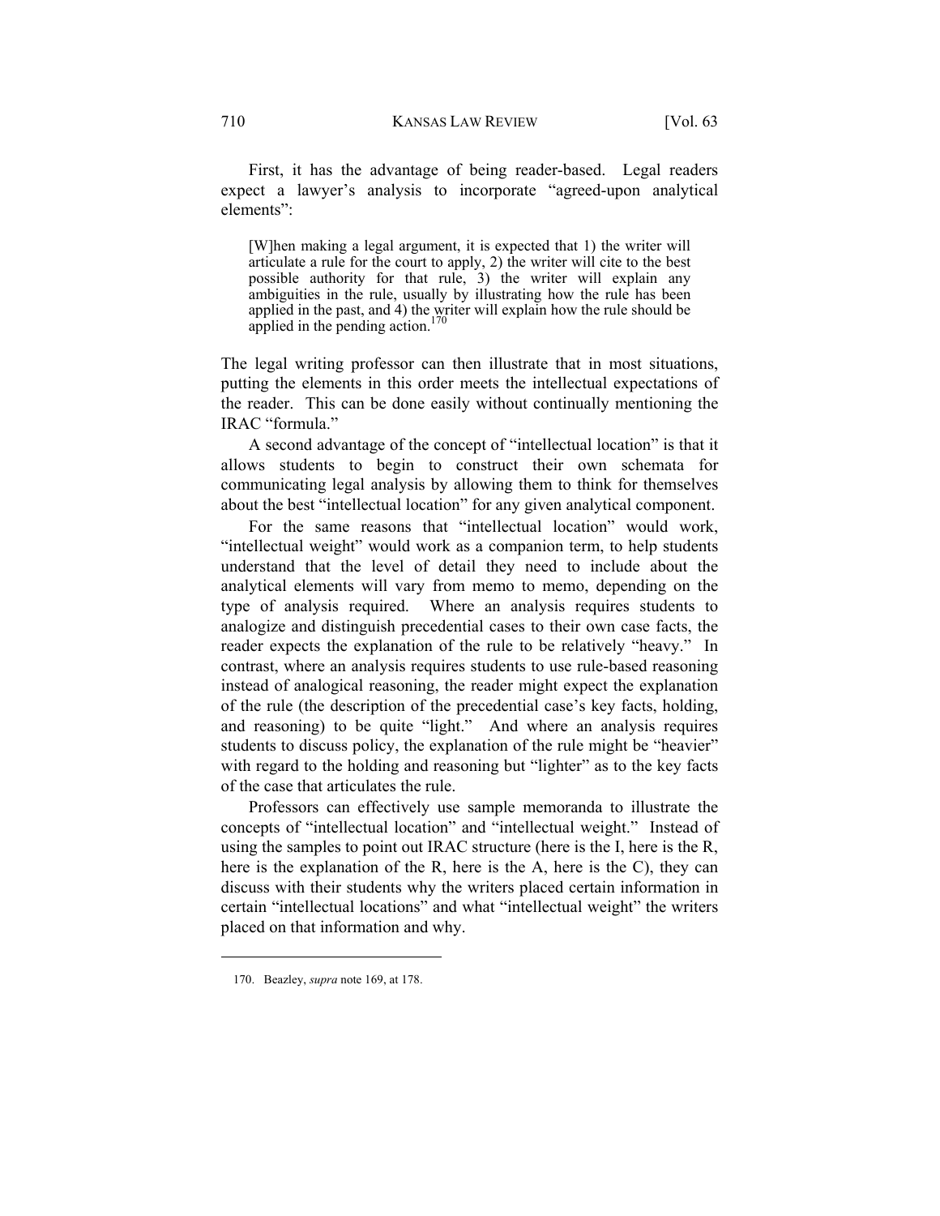First, it has the advantage of being reader-based. Legal readers expect a lawyer's analysis to incorporate "agreed-upon analytical elements":

> [W]hen making a legal argument, it is expected that 1) the writer will articulate a rule for the court to apply, 2) the writer will cite to the best possible authority for that rule, 3) the writer will explain any ambiguities in the rule, usually by illustrating how the rule has been applied in the past, and 4) the writer will explain how the rule should be applied in the pending action.[170]

The legal writing professor can then illustrate that in most situations, putting the elements in this order meets the intellectual expectations of the reader. This can be done easily without continually mentioning the IRAC "formula."

A second advantage of the concept of "intellectual location" is that it allows students to begin to construct their own schemata for communicating legal analysis by allowing them to think for themselves about the best "intellectual location" for any given analytical component.

For the same reasons that "intellectual location" would work, "intellectual weight" would work as a companion term, to help students understand that the level of detail they need to include about the analytical elements will vary from memo to memo, depending on the type of analysis required. Where an analysis requires students to analogize and distinguish precedential cases to their own case facts, the reader expects the explanation of the rule to be relatively "heavy." In contrast, where an analysis requires students to use rule-based reasoning instead of analogical reasoning, the reader might expect the explanation of the rule (the description of the precedential case's key facts, holding, and reasoning) to be quite "light." And where an analysis requires students to discuss policy, the explanation of the rule might be "heavier" with regard to the holding and reasoning but "lighter" as to the key facts of the case that articulates the rule.

Professors can effectively use sample memoranda to illustrate the concepts of "intellectual location" and "intellectual weight." Instead of using the samples to point out IRAC structure (here is the I, here is the R, here is the explanation of the R, here is the A, here is the C), they can discuss with their students why the writers placed certain information in certain "intellectual locations" and what "intellectual weight" the writers placed on that information and why.

---

170. Beazley, *supra* note 169, at 178.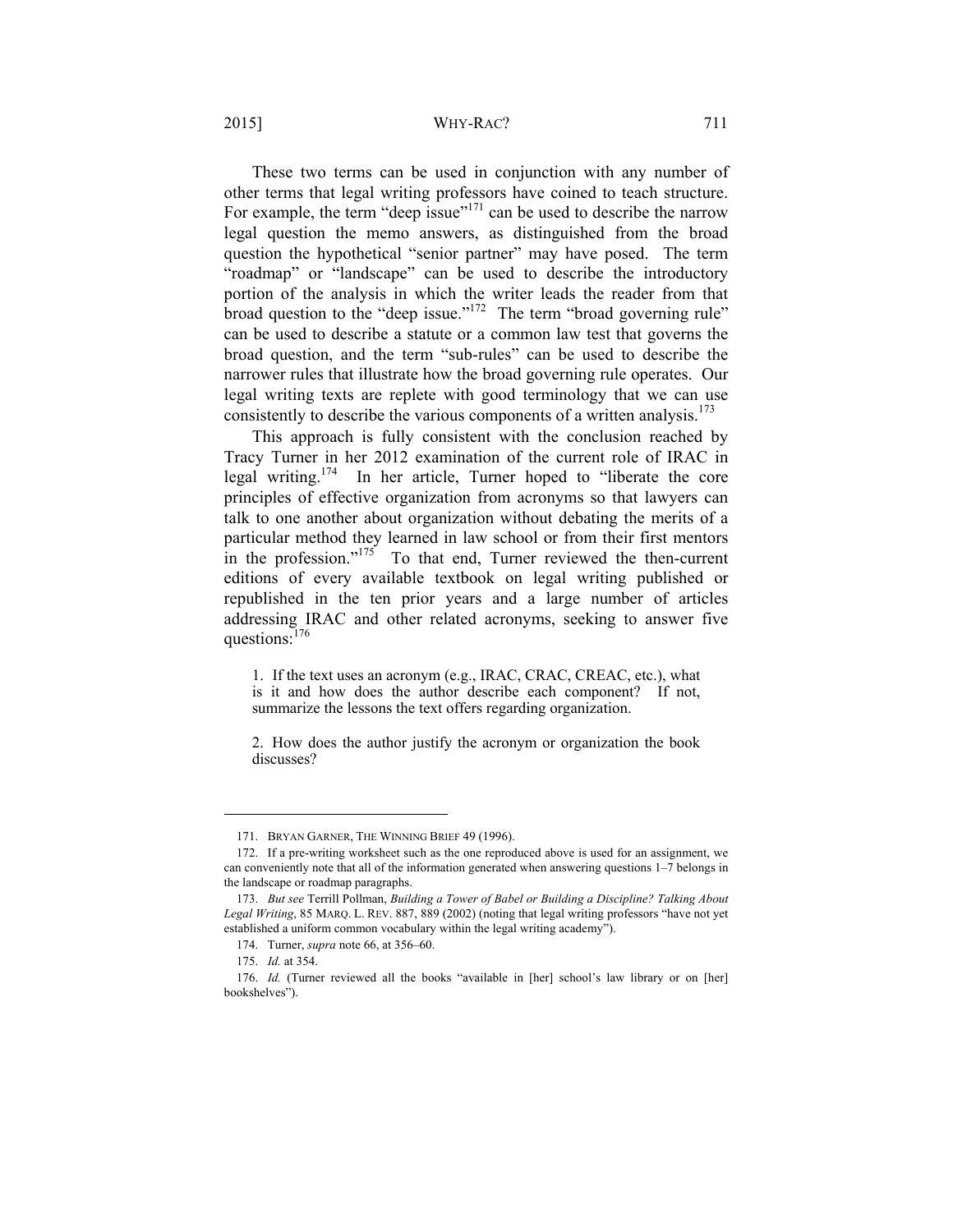These two terms can be used in conjunction with any number of other terms that legal writing professors have coined to teach structure. For example, the term "deep issue"[171] can be used to describe the narrow legal question the memo answers, as distinguished from the broad question the hypothetical "senior partner" may have posed. The term "roadmap" or "landscape" can be used to describe the introductory portion of the analysis in which the writer leads the reader from that broad question to the "deep issue."[172] The term "broad governing rule" can be used to describe a statute or a common law test that governs the broad question, and the term "sub-rules" can be used to describe the narrower rules that illustrate how the broad governing rule operates. Our legal writing texts are replete with good terminology that we can use consistently to describe the various components of a written analysis.[173]

This approach is fully consistent with the conclusion reached by Tracy Turner in her 2012 examination of the current role of IRAC in legal writing.[174] In her article, Turner hoped to "liberate the core principles of effective organization from acronyms so that lawyers can talk to one another about organization without debating the merits of a particular method they learned in law school or from their first mentors in the profession."[175] To that end, Turner reviewed the then-current editions of every available textbook on legal writing published or republished in the ten prior years and a large number of articles addressing IRAC and other related acronyms, seeking to answer five questions:[176]

> 1. If the text uses an acronym (e.g., IRAC, CRAC, CREAC, etc.), what is it and how does the author describe each component? If not, summarize the lessons the text offers regarding organization.
>
> 2. How does the author justify the acronym or organization the book discusses?

---

171. BRYAN GARNER, THE WINNING BRIEF 49 (1996).

172. If a pre-writing worksheet such as the one reproduced above is used for an assignment, we can conveniently note that all of the information generated when answering questions 1–7 belongs in the landscape or roadmap paragraphs.

173. *But see* Terrill Pollman, *Building a Tower of Babel or Building a Discipline? Talking About Legal Writing*, 85 MARQ. L. REV. 887, 889 (2002) (noting that legal writing professors "have not yet established a uniform common vocabulary within the legal writing academy").

174. Turner, *supra* note 66, at 356–60.

175. *Id.* at 354.

176. *Id.* (Turner reviewed all the books "available in [her] school's law library or on [her] bookshelves").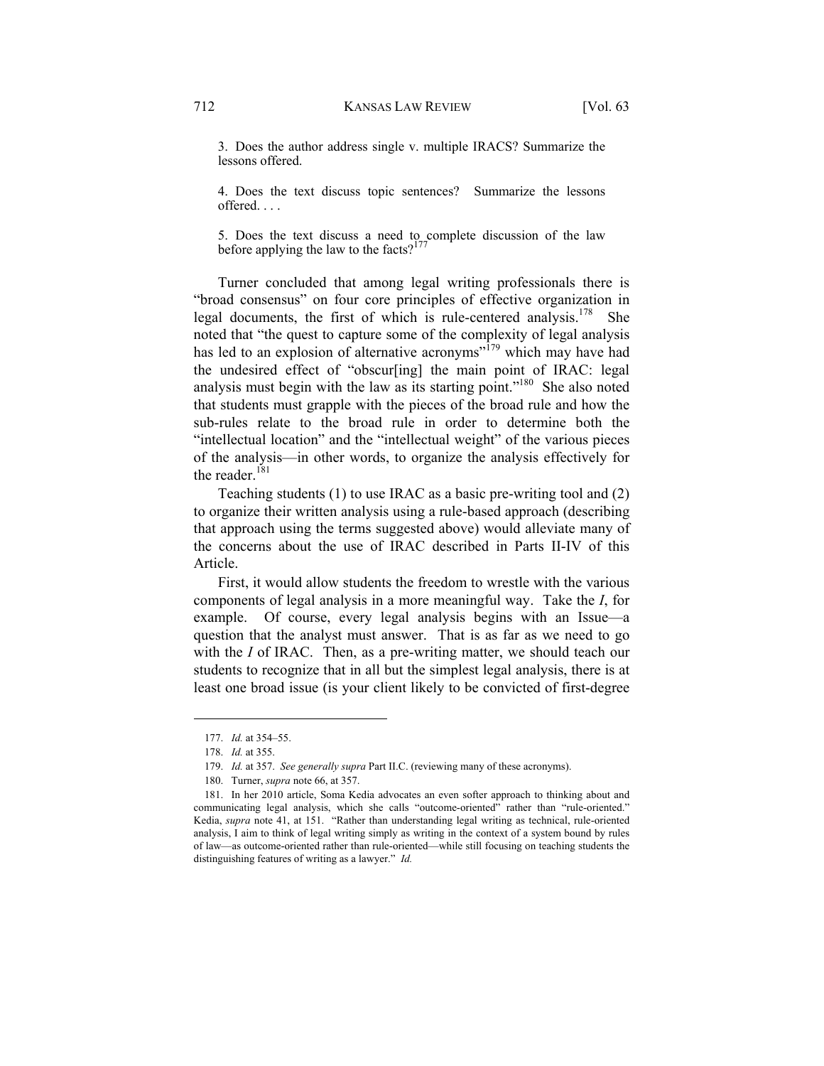> 3. Does the author address single v. multiple IRACS? Summarize the lessons offered.
>
> 4. Does the text discuss topic sentences? Summarize the lessons offered. . . .
>
> 5. Does the text discuss a need to complete discussion of the law before applying the law to the facts?[177]

Turner concluded that among legal writing professionals there is "broad consensus" on four core principles of effective organization in legal documents, the first of which is rule-centered analysis.[178] She noted that "the quest to capture some of the complexity of legal analysis has led to an explosion of alternative acronyms"[179] which may have had the undesired effect of "obscur[ing] the main point of IRAC: legal analysis must begin with the law as its starting point."[180] She also noted that students must grapple with the pieces of the broad rule and how the sub-rules relate to the broad rule in order to determine both the "intellectual location" and the "intellectual weight" of the various pieces of the analysis—in other words, to organize the analysis effectively for the reader.[181]

Teaching students (1) to use IRAC as a basic pre-writing tool and (2) to organize their written analysis using a rule-based approach (describing that approach using the terms suggested above) would alleviate many of the concerns about the use of IRAC described in Parts II-IV of this Article.

First, it would allow students the freedom to wrestle with the various components of legal analysis in a more meaningful way. Take the *I*, for example. Of course, every legal analysis begins with an Issue—a question that the analyst must answer. That is as far as we need to go with the *I* of IRAC. Then, as a pre-writing matter, we should teach our students to recognize that in all but the simplest legal analysis, there is at least one broad issue (is your client likely to be convicted of first-degree

---

177. *Id.* at 354–55.

178. *Id.* at 355.

179. *Id.* at 357. *See generally supra* Part II.C. (reviewing many of these acronyms).

180. Turner, *supra* note 66, at 357.

181. In her 2010 article, Soma Kedia advocates an even softer approach to thinking about and communicating legal analysis, which she calls "outcome-oriented" rather than "rule-oriented." Kedia, *supra* note 41, at 151. "Rather than understanding legal writing as technical, rule-oriented analysis, I aim to think of legal writing simply as writing in the context of a system bound by rules of law—as outcome-oriented rather than rule-oriented—while still focusing on teaching students the distinguishing features of writing as a lawyer." *Id.*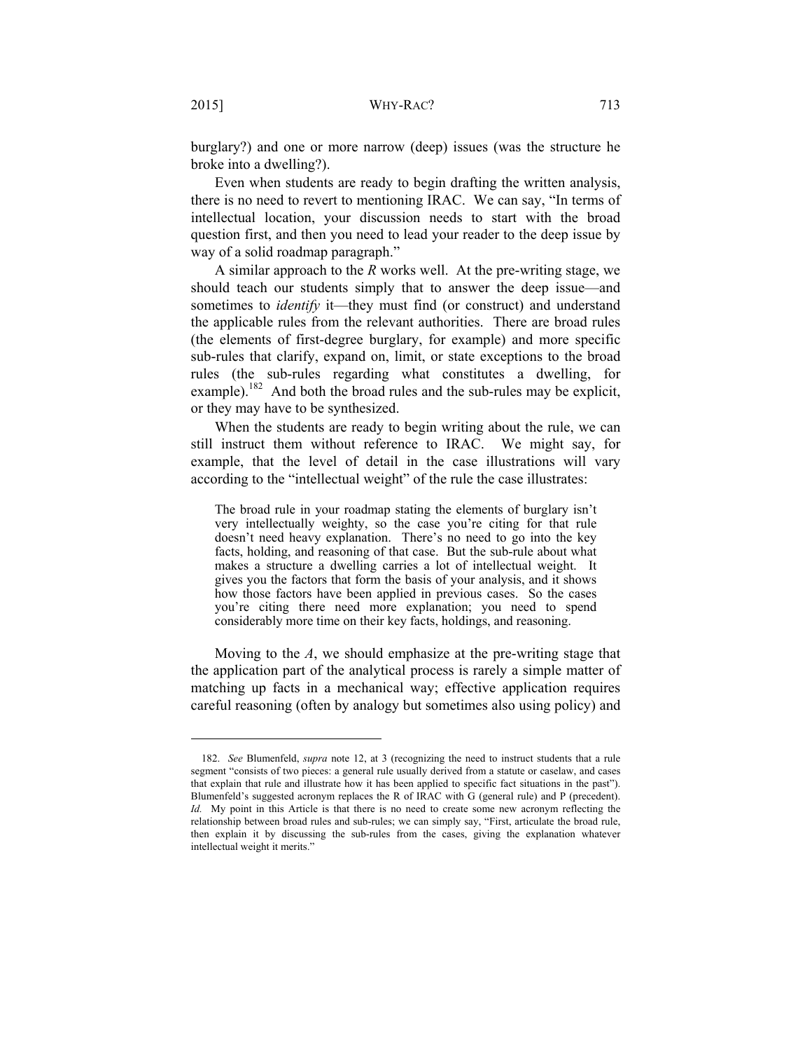burglary?) and one or more narrow (deep) issues (was the structure he broke into a dwelling?).

Even when students are ready to begin drafting the written analysis, there is no need to revert to mentioning IRAC. We can say, "In terms of intellectual location, your discussion needs to start with the broad question first, and then you need to lead your reader to the deep issue by way of a solid roadmap paragraph."

A similar approach to the *R* works well. At the pre-writing stage, we should teach our students simply that to answer the deep issue—and sometimes to *identify* it—they must find (or construct) and understand the applicable rules from the relevant authorities. There are broad rules (the elements of first-degree burglary, for example) and more specific sub-rules that clarify, expand on, limit, or state exceptions to the broad rules (the sub-rules regarding what constitutes a dwelling, for example).[182] And both the broad rules and the sub-rules may be explicit, or they may have to be synthesized.

When the students are ready to begin writing about the rule, we can still instruct them without reference to IRAC. We might say, for example, that the level of detail in the case illustrations will vary according to the "intellectual weight" of the rule the case illustrates:

> The broad rule in your roadmap stating the elements of burglary isn't very intellectually weighty, so the case you're citing for that rule doesn't need heavy explanation. There's no need to go into the key facts, holding, and reasoning of that case. But the sub-rule about what makes a structure a dwelling carries a lot of intellectual weight. It gives you the factors that form the basis of your analysis, and it shows how those factors have been applied in previous cases. So the cases you're citing there need more explanation; you need to spend considerably more time on their key facts, holdings, and reasoning.

Moving to the *A*, we should emphasize at the pre-writing stage that the application part of the analytical process is rarely a simple matter of matching up facts in a mechanical way; effective application requires careful reasoning (often by analogy but sometimes also using policy) and

---

182. *See* Blumenfeld, *supra* note 12, at 3 (recognizing the need to instruct students that a rule segment "consists of two pieces: a general rule usually derived from a statute or caselaw, and cases that explain that rule and illustrate how it has been applied to specific fact situations in the past"). Blumenfeld's suggested acronym replaces the R of IRAC with G (general rule) and P (precedent). *Id.* My point in this Article is that there is no need to create some new acronym reflecting the relationship between broad rules and sub-rules; we can simply say, "First, articulate the broad rule, then explain it by discussing the sub-rules from the cases, giving the explanation whatever intellectual weight it merits."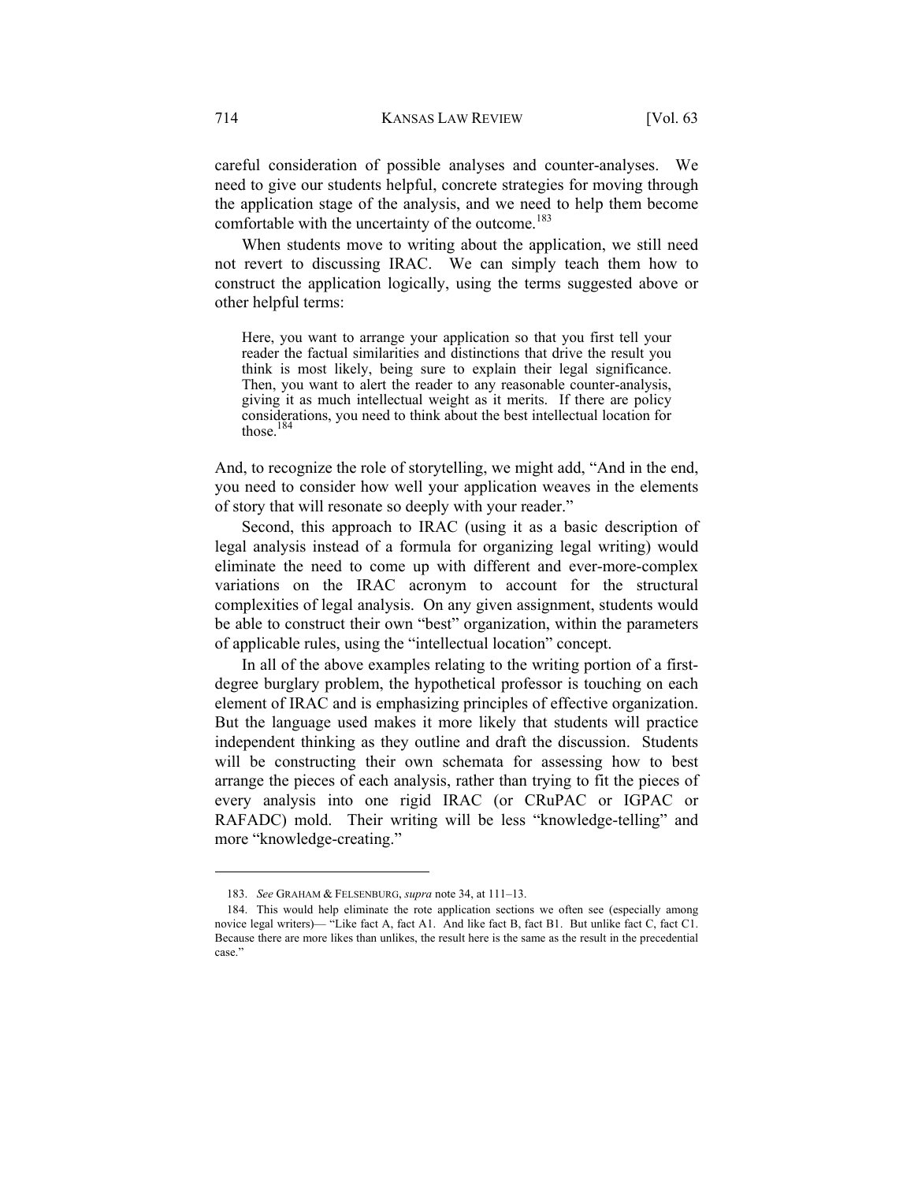careful consideration of possible analyses and counter-analyses. We need to give our students helpful, concrete strategies for moving through the application stage of the analysis, and we need to help them become comfortable with the uncertainty of the outcome.[183]

When students move to writing about the application, we still need not revert to discussing IRAC. We can simply teach them how to construct the application logically, using the terms suggested above or other helpful terms:

> Here, you want to arrange your application so that you first tell your reader the factual similarities and distinctions that drive the result you think is most likely, being sure to explain their legal significance. Then, you want to alert the reader to any reasonable counter-analysis, giving it as much intellectual weight as it merits. If there are policy considerations, you need to think about the best intellectual location for those.[184]

And, to recognize the role of storytelling, we might add, "And in the end, you need to consider how well your application weaves in the elements of story that will resonate so deeply with your reader."

Second, this approach to IRAC (using it as a basic description of legal analysis instead of a formula for organizing legal writing) would eliminate the need to come up with different and ever-more-complex variations on the IRAC acronym to account for the structural complexities of legal analysis. On any given assignment, students would be able to construct their own "best" organization, within the parameters of applicable rules, using the "intellectual location" concept.

In all of the above examples relating to the writing portion of a first-degree burglary problem, the hypothetical professor is touching on each element of IRAC and is emphasizing principles of effective organization. But the language used makes it more likely that students will practice independent thinking as they outline and draft the discussion. Students will be constructing their own schemata for assessing how to best arrange the pieces of each analysis, rather than trying to fit the pieces of every analysis into one rigid IRAC (or CRuPAC or IGPAC or RAFADC) mold. Their writing will be less "knowledge-telling" and more "knowledge-creating."

---

183. *See* GRAHAM & FELSENBURG, *supra* note 34, at 111–13.

184. This would help eliminate the rote application sections we often see (especially among novice legal writers)— "Like fact A, fact A1. And like fact B, fact B1. But unlike fact C, fact C1. Because there are more likes than unlikes, the result here is the same as the result in the precedential case."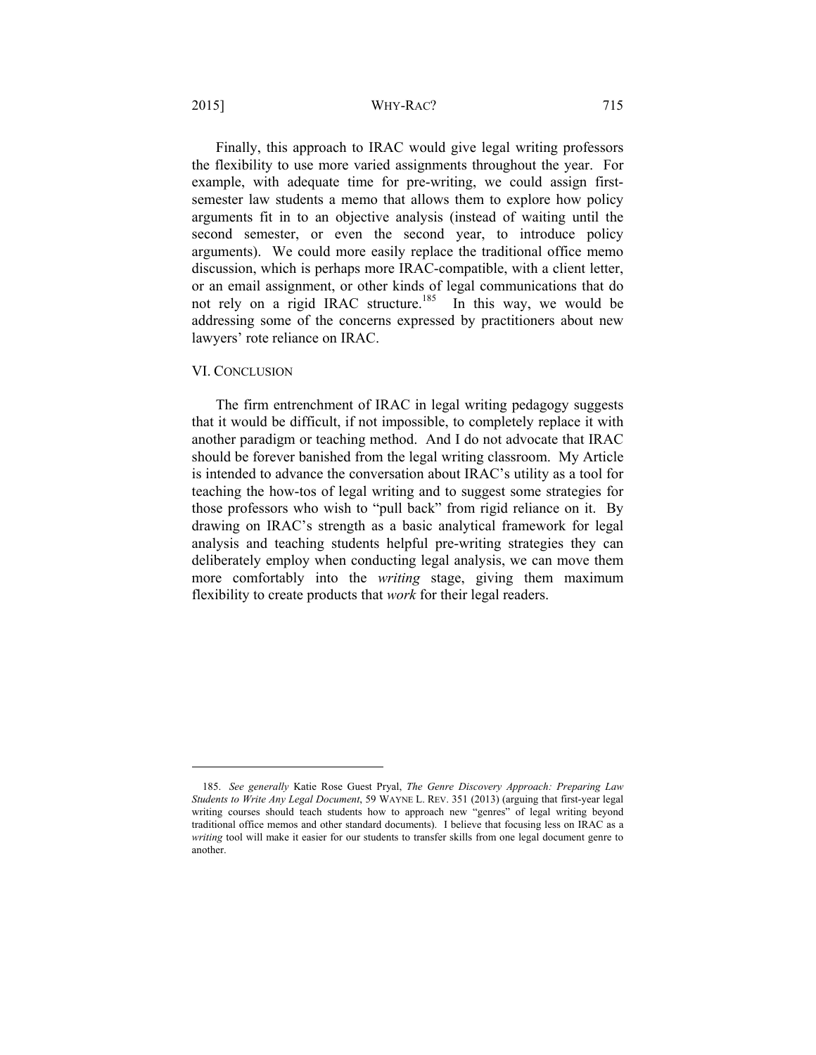Finally, this approach to IRAC would give legal writing professors the flexibility to use more varied assignments throughout the year. For example, with adequate time for pre-writing, we could assign first-semester law students a memo that allows them to explore how policy arguments fit in to an objective analysis (instead of waiting until the second semester, or even the second year, to introduce policy arguments). We could more easily replace the traditional office memo discussion, which is perhaps more IRAC-compatible, with a client letter, or an email assignment, or other kinds of legal communications that do not rely on a rigid IRAC structure.[185] In this way, we would be addressing some of the concerns expressed by practitioners about new lawyers' rote reliance on IRAC.

## VI. CONCLUSION

The firm entrenchment of IRAC in legal writing pedagogy suggests that it would be difficult, if not impossible, to completely replace it with another paradigm or teaching method. And I do not advocate that IRAC should be forever banished from the legal writing classroom. My Article is intended to advance the conversation about IRAC's utility as a tool for teaching the how-tos of legal writing and to suggest some strategies for those professors who wish to "pull back" from rigid reliance on it. By drawing on IRAC's strength as a basic analytical framework for legal analysis and teaching students helpful pre-writing strategies they can deliberately employ when conducting legal analysis, we can move them more comfortably into the *writing* stage, giving them maximum flexibility to create products that *work* for their legal readers.

---

185. *See generally* Katie Rose Guest Pryal, *The Genre Discovery Approach: Preparing Law Students to Write Any Legal Document*, 59 WAYNE L. REV. 351 (2013) (arguing that first-year legal writing courses should teach students how to approach new "genres" of legal writing beyond traditional office memos and other standard documents). I believe that focusing less on IRAC as a *writing* tool will make it easier for our students to transfer skills from one legal document genre to another.